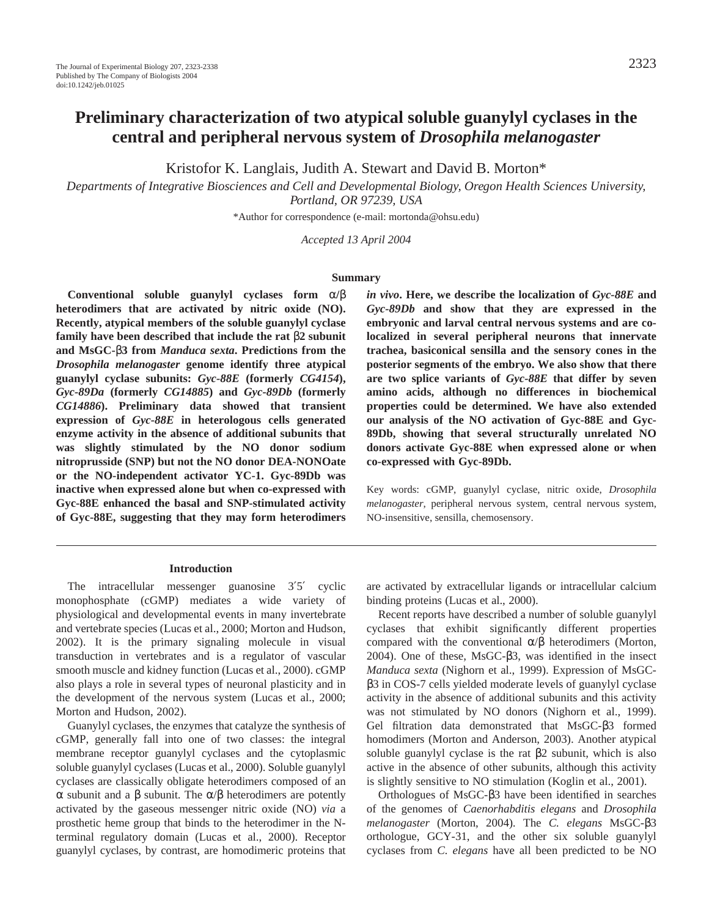# Preliminary characterization of two atypical soluble guanylyl cyclases in the central and peripheral nervous system of *Drosophila melanogaster*

Kristofor K. Langlais, Judith A. Stewart and David B. Morton*

*Departments of Integrative Biosciences and Cell and Developmental Biology, Oregon Health Sciences University, Portland, OR 97239, USA*

*Author for correspondence (e-mail: mortonda@ohsu.edu)

*Accepted 13 April 2004*

## Summary

**Conventional soluble guanylyl cyclases form α/β heterodimers that are activated by nitric oxide (NO). Recently, atypical members of the soluble guanylyl cyclase family have been described that include the rat β2 subunit and MsGC-β3 from *Manduca sexta*. Predictions from the *Drosophila melanogaster* genome identify three atypical guanylyl cyclase subunits: *Gyc-88E* (formerly *CG4154*), *Gyc-89Da* (formerly *CG14885*) and *Gyc-89Db* (formerly *CG14886*). Preliminary data showed that transient expression of *Gyc-88E* in heterologous cells generated enzyme activity in the absence of additional subunits that was slightly stimulated by the NO donor sodium nitroprusside (SNP) but not the NO donor DEA-NONOate or the NO-independent activator YC-1. Gyc-89Db was inactive when expressed alone but when co-expressed with Gyc-88E enhanced the basal and SNP-stimulated activity of Gyc-88E, suggesting that they may form heterodimers *in vivo*. Here, we describe the localization of *Gyc-88E* and *Gyc-89Db* and show that they are expressed in the embryonic and larval central nervous systems and are co-localized in several peripheral neurons that innervate trachea, basiconical sensilla and the sensory cones in the posterior segments of the embryo. We also show that there are two splice variants of *Gyc-88E* that differ by seven amino acids, although no differences in biochemical properties could be determined. We have also extended our analysis of the NO activation of Gyc-88E and Gyc-89Db, showing that several structurally unrelated NO donors activate Gyc-88E when expressed alone or when co-expressed with Gyc-89Db.**

Key words: cGMP, guanylyl cyclase, nitric oxide, *Drosophila melanogaster*, peripheral nervous system, central nervous system, NO-insensitive, sensilla, chemosensory.

## Introduction

The intracellular messenger guanosine 3′5′ cyclic monophosphate (cGMP) mediates a wide variety of physiological and developmental events in many invertebrate and vertebrate species (Lucas et al., 2000; Morton and Hudson, 2002). It is the primary signaling molecule in visual transduction in vertebrates and is a regulator of vascular smooth muscle and kidney function (Lucas et al., 2000). cGMP also plays a role in several types of neuronal plasticity and in the development of the nervous system (Lucas et al., 2000; Morton and Hudson, 2002).

Guanylyl cyclases, the enzymes that catalyze the synthesis of cGMP, generally fall into one of two classes: the integral membrane receptor guanylyl cyclases and the cytoplasmic soluble guanylyl cyclases (Lucas et al., 2000). Soluble guanylyl cyclases are classically obligate heterodimers composed of an α subunit and a β subunit. The α/β heterodimers are potently activated by the gaseous messenger nitric oxide (NO) *via* a prosthetic heme group that binds to the heterodimer in the N-terminal regulatory domain (Lucas et al., 2000). Receptor guanylyl cyclases, by contrast, are homodimeric proteins that are activated by extracellular ligands or intracellular calcium binding proteins (Lucas et al., 2000).

Recent reports have described a number of soluble guanylyl cyclases that exhibit significantly different properties compared with the conventional α/β heterodimers (Morton, 2004). One of these, MsGC-β3, was identified in the insect *Manduca sexta* (Nighorn et al., 1999). Expression of MsGC-β3 in COS-7 cells yielded moderate levels of guanylyl cyclase activity in the absence of additional subunits and this activity was not stimulated by NO donors (Nighorn et al., 1999). Gel filtration data demonstrated that MsGC-β3 formed homodimers (Morton and Anderson, 2003). Another atypical soluble guanylyl cyclase is the rat β2 subunit, which is also active in the absence of other subunits, although this activity is slightly sensitive to NO stimulation (Koglin et al., 2001).

Orthologues of MsGC-β3 have been identified in searches of the genomes of *Caenorhabditis elegans* and *Drosophila melanogaster* (Morton, 2004). The *C. elegans* MsGC-β3 orthologue, GCY-31, and the other six soluble guanylyl cyclases from *C. elegans* have all been predicted to be NO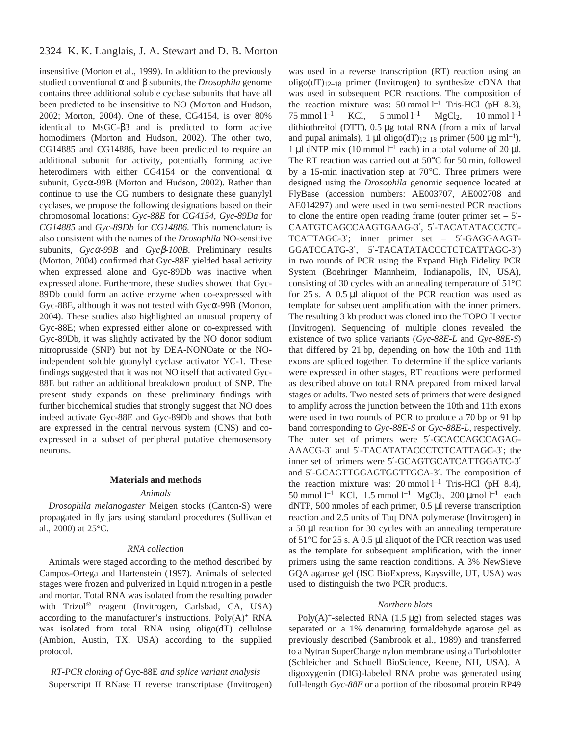insensitive (Morton et al., 1999). In addition to the previously studied conventional α and β subunits, the *Drosophila* genome contains three additional soluble cyclase subunits that have all been predicted to be insensitive to NO (Morton and Hudson, 2002; Morton, 2004). One of these, CG4154, is over 80% identical to MsGC-β3 and is predicted to form active homodimers (Morton and Hudson, 2002). The other two, CG14885 and CG14886, have been predicted to require an additional subunit for activity, potentially forming active heterodimers with either CG4154 or the conventional α subunit, Gycα-99B (Morton and Hudson, 2002). Rather than continue to use the CG numbers to designate these guanylyl cyclases, we propose the following designations based on their chromosomal locations: *Gyc-88E* for *CG4154*, *Gyc-89Da* for *CG14885* and *Gyc-89Db* for *CG14886*. This nomenclature is also consistent with the names of the *Drosophila* NO-sensitive subunits, *Gycα-99B* and *Gycβ-100B*. Preliminary results (Morton, 2004) confirmed that Gyc-88E yielded basal activity when expressed alone and Gyc-89Db was inactive when expressed alone. Furthermore, these studies showed that Gyc-89Db could form an active enzyme when co-expressed with Gyc-88E, although it was not tested with Gycα-99B (Morton, 2004). These studies also highlighted an unusual property of Gyc-88E; when expressed either alone or co-expressed with Gyc-89Db, it was slightly activated by the NO donor sodium nitroprusside (SNP) but not by DEA-NONOate or the NO-independent soluble guanylyl cyclase activator YC-1. These findings suggested that it was not NO itself that activated Gyc-88E but rather an additional breakdown product of SNP. The present study expands on these preliminary findings with further biochemical studies that strongly suggest that NO does indeed activate Gyc-88E and Gyc-89Db and shows that both are expressed in the central nervous system (CNS) and co-expressed in a subset of peripheral putative chemosensory neurons.

## Materials and methods

### Animals

*Drosophila melanogaster* Meigen stocks (Canton-S) were propagated in fly jars using standard procedures (Sullivan et al., 2000) at 25°C.

### RNA collection

Animals were staged according to the method described by Campos-Ortega and Hartenstein (1997). Animals of selected stages were frozen and pulverized in liquid nitrogen in a pestle and mortar. Total RNA was isolated from the resulting powder with Trizol® reagent (Invitrogen, Carlsbad, CA, USA) according to the manufacturer's instructions. Poly(A)$^+$ RNA was isolated from total RNA using oligo(dT) cellulose (Ambion, Austin, TX, USA) according to the supplied protocol.

### RT-PCR cloning of Gyc-88E and splice variant analysis

Superscript II RNase H reverse transcriptase (Invitrogen) was used in a reverse transcription (RT) reaction using an oligo(dT)$_{12–18}$ primer (Invitrogen) to synthesize cDNA that was used in subsequent PCR reactions. The composition of the reaction mixture was: 50 mmol l$^{-1}$ Tris-HCl (pH 8.3), 75 mmol l$^{-1}$ KCl, 5 mmol l$^{-1}$ $MgCl_2$, 10 mmol l$^{-1}$ dithiothreitol (DTT), 0.5 μg total RNA (from a mix of larval and pupal animals), 1 μl oligo(dT)$_{12–18}$ primer (500 μg ml$^{-1}$), 1 μl dNTP mix (10 mmol l$^{-1}$ each) in a total volume of 20 μl. The RT reaction was carried out at 50°C for 50 min, followed by a 15-min inactivation step at 70°C. Three primers were designed using the *Drosophila* genomic sequence located at FlyBase (accession numbers: AE003707, AE002708 and AE014297) and were used in two semi-nested PCR reactions to clone the entire open reading frame (outer primer set – 5′-CAATGTCAGCCAAGTGAAG-3′, 5′-TACATATACCCTC-TCATTAGC-3′; inner primer set – 5′-GAGGAAGT-GGATCCATG-3′, 5′-TACATATACCCTCTCATTAGC-3′) in two rounds of PCR using the Expand High Fidelity PCR System (Boehringer Mannheim, Indianapolis, IN, USA), consisting of 30 cycles with an annealing temperature of 51°C for 25 s. A 0.5 μl aliquot of the PCR reaction was used as template for subsequent amplification with the inner primers. The resulting 3 kb product was cloned into the TOPO II vector (Invitrogen). Sequencing of multiple clones revealed the existence of two splice variants (*Gyc-88E-L* and *Gyc-88E-S*) that differed by 21 bp, depending on how the 10th and 11th exons are spliced together. To determine if the splice variants were expressed in other stages, RT reactions were performed as described above on total RNA prepared from mixed larval stages or adults. Two nested sets of primers that were designed to amplify across the junction between the 10th and 11th exons were used in two rounds of PCR to produce a 70 bp or 91 bp band corresponding to *Gyc-88E-S* or *Gyc-88E-L*, respectively. The outer set of primers were 5′-GCACCAGCCAGAG-AAACG-3′ and 5′-TACATATACCCTCTCATTAGC-3′; the inner set of primers were 5′-GCAGTGCATCATTGGATC-3′ and 5′-GCAGTTGGAGTGGTTGCA-3′. The composition of the reaction mixture was: 20 mmol l$^{-1}$ Tris-HCl (pH 8.4), 50 mmol l$^{-1}$ KCl, 1.5 mmol l$^{-1}$ $MgCl_2$, 200 μmol l$^{-1}$ each dNTP, 500 nmoles of each primer, 0.5 μl reverse transcription reaction and 2.5 units of Taq DNA polymerase (Invitrogen) in a 50 μl reaction for 30 cycles with an annealing temperature of 51°C for 25 s. A 0.5 μl aliquot of the PCR reaction was used as the template for subsequent amplification, with the inner primers using the same reaction conditions. A 3% NewSieve GQA agarose gel (ISC BioExpress, Kaysville, UT, USA) was used to distinguish the two PCR products.

### Northern blots

Poly(A)$^+$-selected RNA (1.5 μg) from selected stages was separated on a 1% denaturing formaldehyde agarose gel as previously described (Sambrook et al., 1989) and transferred to a Nytran SuperCharge nylon membrane using a Turboblotter (Schleicher and Schuell BioScience, Keene, NH, USA). A digoxygenin (DIG)-labeled RNA probe was generated using full-length *Gyc-88E* or a portion of the ribosomal protein RP49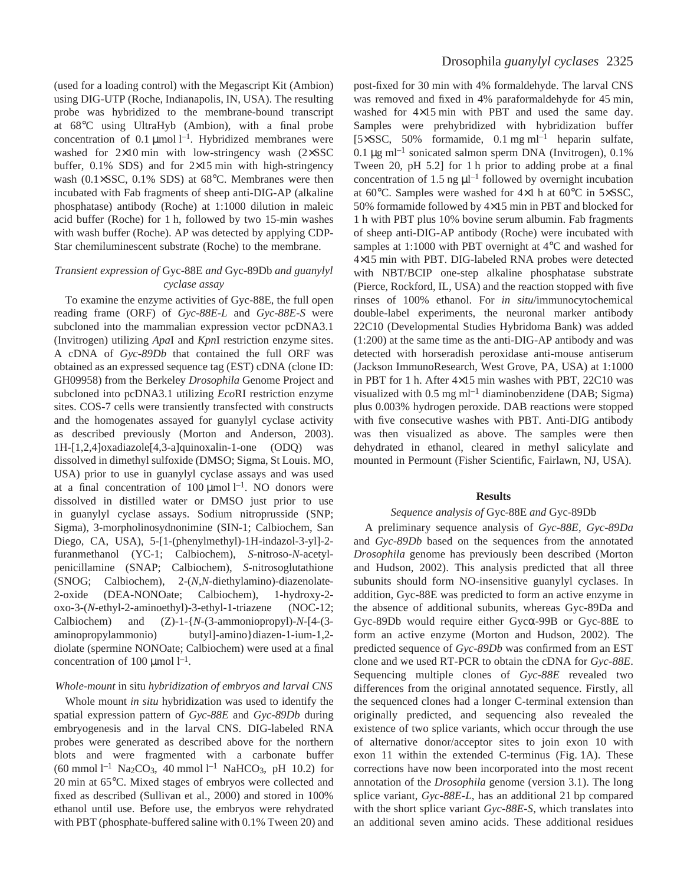(used for a loading control) with the Megascript Kit (Ambion) using DIG-UTP (Roche, Indianapolis, IN, USA). The resulting probe was hybridized to the membrane-bound transcript at 68°C using UltraHyb (Ambion), with a final probe concentration of 0.1 μmol $l^{-1}$. Hybridized membranes were washed for 2×10 min with low-stringency wash (2×SSC buffer, 0.1% SDS) and for 2×15 min with high-stringency wash (0.1×SSC, 0.1% SDS) at 68°C. Membranes were then incubated with Fab fragments of sheep anti-DIG-AP (alkaline phosphatase) antibody (Roche) at 1:1000 dilution in maleic acid buffer (Roche) for 1 h, followed by two 15-min washes with wash buffer (Roche). AP was detected by applying CDP-Star chemiluminescent substrate (Roche) to the membrane.

### *Transient expression of* Gyc-88E *and* Gyc-89Db *and guanylyl cyclase assay*

To examine the enzyme activities of Gyc-88E, the full open reading frame (ORF) of *Gyc-88E-L* and *Gyc-88E-S* were subcloned into the mammalian expression vector pcDNA3.1 (Invitrogen) utilizing *Apa*I and *Kpn*I restriction enzyme sites. A cDNA of *Gyc-89Db* that contained the full ORF was obtained as an expressed sequence tag (EST) cDNA (clone ID: GH09958) from the Berkeley *Drosophila* Genome Project and subcloned into pcDNA3.1 utilizing *Eco*RI restriction enzyme sites. COS-7 cells were transiently transfected with constructs and the homogenates assayed for guanylyl cyclase activity as described previously (Morton and Anderson, 2003). 1H-[1,2,4]oxadiazole[4,3-a]quinoxalin-1-one (ODQ) was dissolved in dimethyl sulfoxide (DMSO; Sigma, St Louis. MO, USA) prior to use in guanylyl cyclase assays and was used at a final concentration of 100 μmol $l^{-1}$. NO donors were dissolved in distilled water or DMSO just prior to use in guanylyl cyclase assays. Sodium nitroprusside (SNP; Sigma), 3-morpholinosydnonimine (SIN-1; Calbiochem, San Diego, CA, USA), 5-[1-(phenylmethyl)-1H-indazol-3-yl]-2-furanmethanol (YC-1; Calbiochem), *S*-nitroso-*N*-acetyl-penicillamine (SNAP; Calbiochem), *S*-nitrosoglutathione (SNOG; Calbiochem), 2-(*N*,*N*-diethylamino)-diazenolate-2-oxide (DEA-NONOate; Calbiochem), 1-hydroxy-2-oxo-3-(*N*-ethyl-2-aminoethyl)-3-ethyl-1-triazene (NOC-12; Calbiochem) and (Z)-1-{*N*-(3-ammoniopropyl)-*N*-[4-(3-aminopropylammonio) butyl]-amino}diazen-1-ium-1,2-diolate (spermine NONOate; Calbiochem) were used at a final concentration of 100 μmol $l^{-1}$.

### *Whole-mount* in situ *hybridization of embryos and larval CNS*

Whole mount *in situ* hybridization was used to identify the spatial expression pattern of *Gyc-88E* and *Gyc-89Db* during embryogenesis and in the larval CNS. DIG-labeled RNA probes were generated as described above for the northern blots and were fragmented with a carbonate buffer (60 mmol $l^{-1}$ $Na_2CO_3$, 40 mmol $l^{-1}$ $NaHCO_3$, pH 10.2) for 20 min at 65°C. Mixed stages of embryos were collected and fixed as described (Sullivan et al., 2000) and stored in 100% ethanol until use. Before use, the embryos were rehydrated with PBT (phosphate-buffered saline with 0.1% Tween 20) and post-fixed for 30 min with 4% formaldehyde. The larval CNS was removed and fixed in 4% paraformaldehyde for 45 min, washed for 4×15 min with PBT and used the same day. Samples were prehybridized with hybridization buffer [5×SSC, 50% formamide, 0.1 mg $ml^{-1}$ heparin sulfate, 0.1 μg $ml^{-1}$ sonicated salmon sperm DNA (Invitrogen), 0.1% Tween 20, pH 5.2] for 1 h prior to adding probe at a final concentration of 1.5 ng $\mu l^{-1}$ followed by overnight incubation at 60°C. Samples were washed for 4×1 h at 60°C in 5×SSC, 50% formamide followed by 4×15 min in PBT and blocked for 1 h with PBT plus 10% bovine serum albumin. Fab fragments of sheep anti-DIG-AP antibody (Roche) were incubated with samples at 1:1000 with PBT overnight at 4°C and washed for 4×15 min with PBT. DIG-labeled RNA probes were detected with NBT/BCIP one-step alkaline phosphatase substrate (Pierce, Rockford, IL, USA) and the reaction stopped with five rinses of 100% ethanol. For *in situ*/immunocytochemical double-label experiments, the neuronal marker antibody 22C10 (Developmental Studies Hybridoma Bank) was added (1:200) at the same time as the anti-DIG-AP antibody and was detected with horseradish peroxidase anti-mouse antiserum (Jackson ImmunoResearch, West Grove, PA, USA) at 1:1000 in PBT for 1 h. After 4×15 min washes with PBT, 22C10 was visualized with 0.5 mg $ml^{-1}$ diaminobenzidene (DAB; Sigma) plus 0.003% hydrogen peroxide. DAB reactions were stopped with five consecutive washes with PBT. Anti-DIG antibody was then visualized as above. The samples were then dehydrated in ethanol, cleared in methyl salicylate and mounted in Permount (Fisher Scientific, Fairlawn, NJ, USA).

## Results

### *Sequence analysis of* Gyc-88E *and* Gyc-89Db

A preliminary sequence analysis of *Gyc-88E*, *Gyc-89Da* and *Gyc-89Db* based on the sequences from the annotated *Drosophila* genome has previously been described (Morton and Hudson, 2002). This analysis predicted that all three subunits should form NO-insensitive guanylyl cyclases. In addition, Gyc-88E was predicted to form an active enzyme in the absence of additional subunits, whereas Gyc-89Da and Gyc-89Db would require either Gycα-99B or Gyc-88E to form an active enzyme (Morton and Hudson, 2002). The predicted sequence of *Gyc-89Db* was confirmed from an EST clone and we used RT-PCR to obtain the cDNA for *Gyc-88E*. Sequencing multiple clones of *Gyc-88E* revealed two differences from the original annotated sequence. Firstly, all the sequenced clones had a longer C-terminal extension than originally predicted, and sequencing also revealed the existence of two splice variants, which occur through the use of alternative donor/acceptor sites to join exon 10 with exon 11 within the extended C-terminus (Fig. 1A). These corrections have now been incorporated into the most recent annotation of the *Drosophila* genome (version 3.1). The long splice variant, *Gyc-88E-L*, has an additional 21 bp compared with the short splice variant *Gyc-88E-S*, which translates into an additional seven amino acids. These additional residues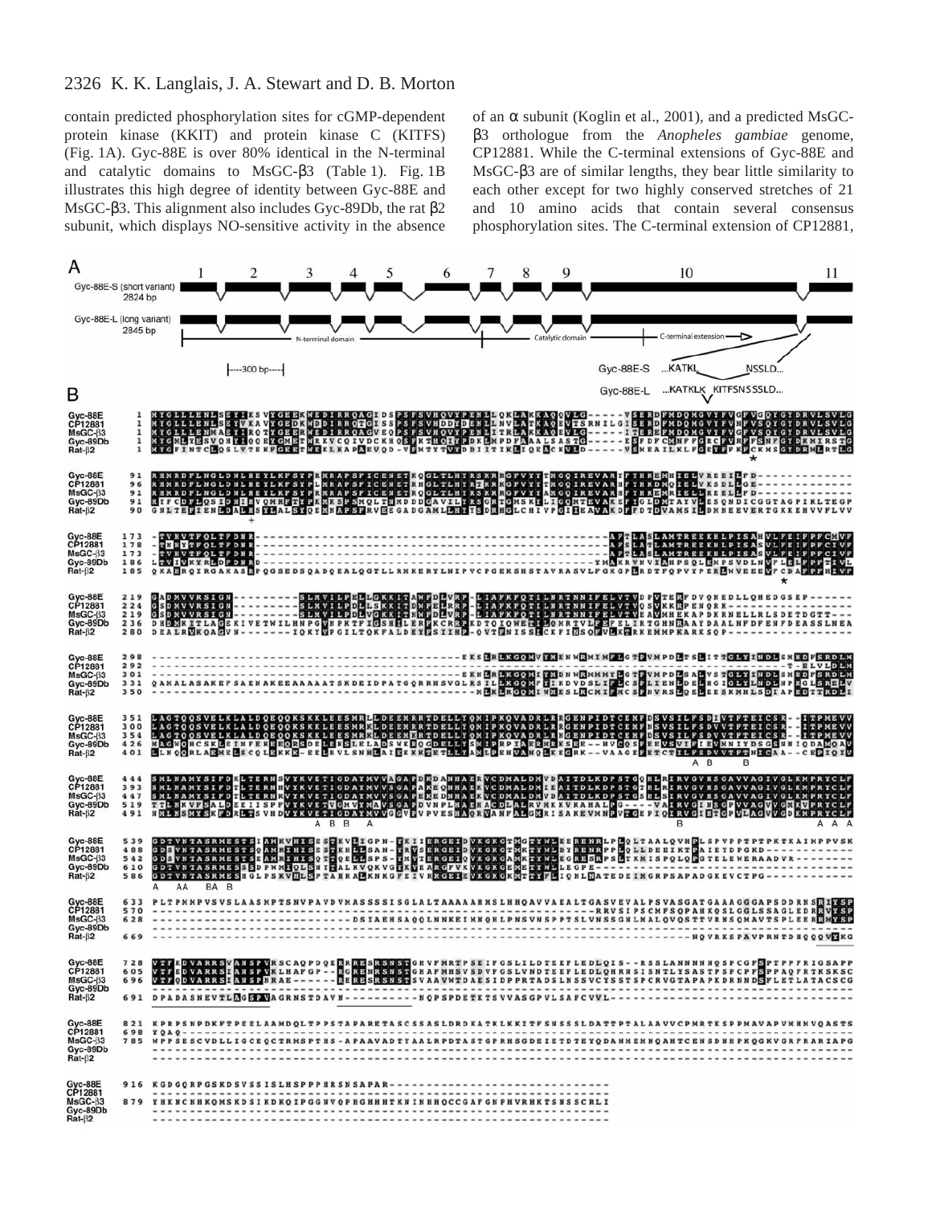contain predicted phosphorylation sites for cGMP-dependent protein kinase (KKIT) and protein kinase C (KITFS) (Fig. 1A). Gyc-88E is over 80% identical in the N-terminal and catalytic domains to MsGC-β3 (Table 1). Fig. 1B illustrates this high degree of identity between Gyc-88E and MsGC-β3. This alignment also includes Gyc-89Db, the rat β2 subunit, which displays NO-sensitive activity in the absence of an α subunit (Koglin et al., 2001), and a predicted MsGC-β3 orthologue from the *Anopheles gambiae* genome, CP12881. While the C-terminal extensions of Gyc-88E and MsGC-β3 are of similar lengths, they bear little similarity to each other except for two highly conserved stretches of 21 and 10 amino acids that contain several consensus phosphorylation sites. The C-terminal extension of CP12881,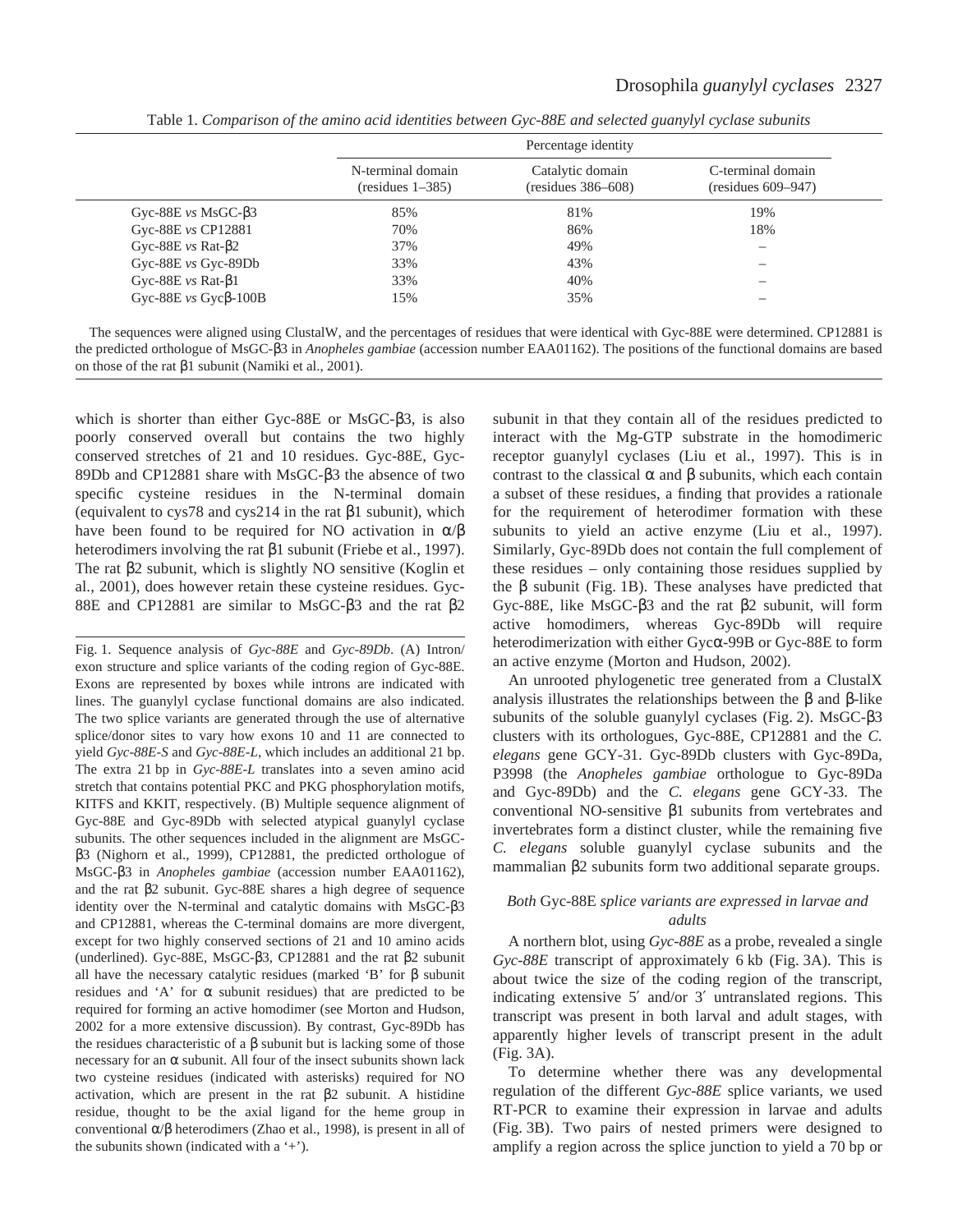Table 1. *Comparison of the amino acid identities between Gyc-88E and selected guanylyl cyclase subunits*

| | Percentage identity | | |
|---|---|---|---|
| | N-terminal domain (residues 1–385) | Catalytic domain (residues 386–608) | C-terminal domain (residues 609–947) |
| Gyc-88E *vs* MsGC-β3 | 85% | 81% | 19% |
| Gyc-88E *vs* CP12881 | 70% | 86% | 18% |
| Gyc-88E *vs* Rat-β2 | 37% | 49% | – |
| Gyc-88E *vs* Gyc-89Db | 33% | 43% | – |
| Gyc-88E *vs* Rat-β1 | 33% | 40% | – |
| Gyc-88E *vs* Gycβ-100B | 15% | 35% | – |

The sequences were aligned using ClustalW, and the percentages of residues that were identical with Gyc-88E were determined. CP12881 is the predicted orthologue of MsGC-β3 in *Anopheles gambiae* (accession number EAA01162). The positions of the functional domains are based on those of the rat β1 subunit (Namiki et al., 2001).

which is shorter than either Gyc-88E or MsGC-β3, is also poorly conserved overall but contains the two highly conserved stretches of 21 and 10 residues. Gyc-88E, Gyc-89Db and CP12881 share with MsGC-β3 the absence of two specific cysteine residues in the N-terminal domain (equivalent to cys78 and cys214 in the rat β1 subunit), which have been found to be required for NO activation in α/β heterodimers involving the rat β1 subunit (Friebe et al., 1997). The rat β2 subunit, which is slightly NO sensitive (Koglin et al., 2001), does however retain these cysteine residues. Gyc-88E and CP12881 are similar to MsGC-β3 and the rat β2 subunit in that they contain all of the residues predicted to interact with the Mg-GTP substrate in the homodimeric receptor guanylyl cyclases (Liu et al., 1997). This is in contrast to the classical α and β subunits, which each contain a subset of these residues, a finding that provides a rationale for the requirement of heterodimer formation with these subunits to yield an active enzyme (Liu et al., 1997). Similarly, Gyc-89Db does not contain the full complement of these residues – only containing those residues supplied by the β subunit (Fig. 1B). These analyses have predicted that Gyc-88E, like MsGC-β3 and the rat β2 subunit, will form active homodimers, whereas Gyc-89Db will require heterodimerization with either Gycα-99B or Gyc-88E to form an active enzyme (Morton and Hudson, 2002).

Fig. 1. Sequence analysis of *Gyc-88E* and *Gyc-89Db*. (A) Intron/exon structure and splice variants of the coding region of Gyc-88E. Exons are represented by boxes while introns are indicated with lines. The guanylyl cyclase functional domains are also indicated. The two splice variants are generated through the use of alternative splice/donor sites to vary how exons 10 and 11 are connected to yield *Gyc-88E-S* and *Gyc-88E-L*, which includes an additional 21 bp. The extra 21 bp in *Gyc-88E-L* translates into a seven amino acid stretch that contains potential PKC and PKG phosphorylation motifs, KITFS and KKIT, respectively. (B) Multiple sequence alignment of Gyc-88E and Gyc-89Db with selected atypical guanylyl cyclase subunits. The other sequences included in the alignment are MsGC-β3 (Nighorn et al., 1999), CP12881, the predicted orthologue of MsGC-β3 in *Anopheles gambiae* (accession number EAA01162), and the rat β2 subunit. Gyc-88E shares a high degree of sequence identity over the N-terminal and catalytic domains with MsGC-β3 and CP12881, whereas the C-terminal domains are more divergent, except for two highly conserved sections of 21 and 10 amino acids (underlined). Gyc-88E, MsGC-β3, CP12881 and the rat β2 subunit all have the necessary catalytic residues (marked 'B' for β subunit residues and 'A' for α subunit residues) that are predicted to be required for forming an active homodimer (see Morton and Hudson, 2002 for a more extensive discussion). By contrast, Gyc-89Db has the residues characteristic of a β subunit but is lacking some of those necessary for an α subunit. All four of the insect subunits shown lack two cysteine residues (indicated with asterisks) required for NO activation, which are present in the rat β2 subunit. A histidine residue, thought to be the axial ligand for the heme group in conventional α/β heterodimers (Zhao et al., 1998), is present in all of the subunits shown (indicated with a '+').

An unrooted phylogenetic tree generated from a ClustalX analysis illustrates the relationships between the β and β-like subunits of the soluble guanylyl cyclases (Fig. 2). MsGC-β3 clusters with its orthologues, Gyc-88E, CP12881 and the *C. elegans* gene GCY-31. Gyc-89Db clusters with Gyc-89Da, P3998 (the *Anopheles gambiae* orthologue to Gyc-89Da and Gyc-89Db) and the *C. elegans* gene GCY-33. The conventional NO-sensitive β1 subunits from vertebrates and invertebrates form a distinct cluster, while the remaining five *C. elegans* soluble guanylyl cyclase subunits and the mammalian β2 subunits form two additional separate groups.

### *Both* Gyc-88E *splice variants are expressed in larvae and adults*

A northern blot, using *Gyc-88E* as a probe, revealed a single *Gyc-88E* transcript of approximately 6 kb (Fig. 3A). This is about twice the size of the coding region of the transcript, indicating extensive 5′ and/or 3′ untranslated regions. This transcript was present in both larval and adult stages, with apparently higher levels of transcript present in the adult (Fig. 3A).

To determine whether there was any developmental regulation of the different *Gyc-88E* splice variants, we used RT-PCR to examine their expression in larvae and adults (Fig. 3B). Two pairs of nested primers were designed to amplify a region across the splice junction to yield a 70 bp or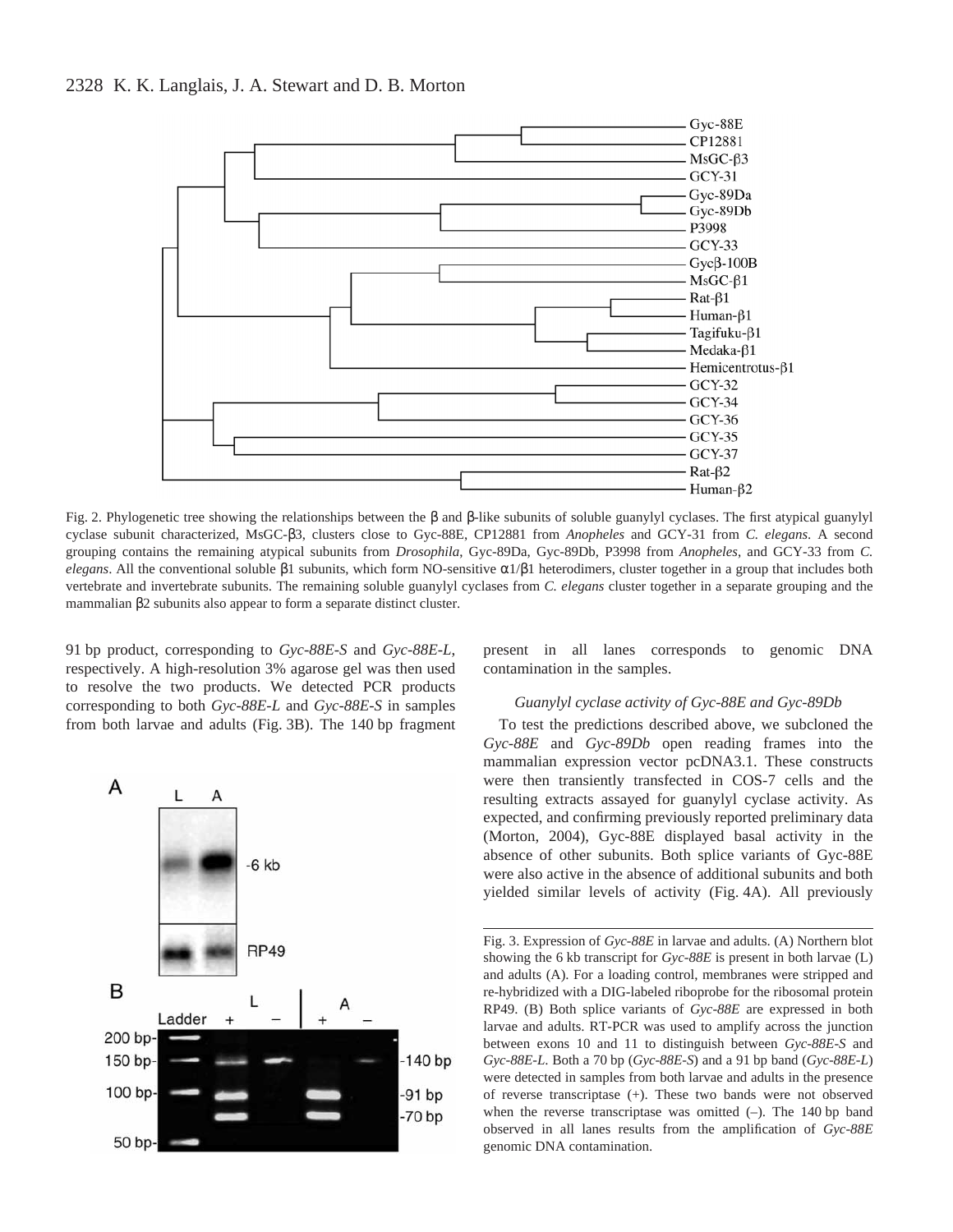Fig. 2. Phylogenetic tree showing the relationships between the β and β-like subunits of soluble guanylyl cyclases. The first atypical guanylyl cyclase subunit characterized, MsGC-β3, clusters close to Gyc-88E, CP12881 from *Anopheles* and GCY-31 from *C. elegans*. A second grouping contains the remaining atypical subunits from *Drosophila*, Gyc-89Da, Gyc-89Db, P3998 from *Anopheles*, and GCY-33 from *C. elegans*. All the conventional soluble β1 subunits, which form NO-sensitive α1/β1 heterodimers, cluster together in a group that includes both vertebrate and invertebrate subunits. The remaining soluble guanylyl cyclases from *C. elegans* cluster together in a separate grouping and the mammalian β2 subunits also appear to form a separate distinct cluster.

91 bp product, corresponding to *Gyc-88E-S* and *Gyc-88E-L*, respectively. A high-resolution 3% agarose gel was then used to resolve the two products. We detected PCR products corresponding to both *Gyc-88E-L* and *Gyc-88E-S* in samples from both larvae and adults (Fig. 3B). The 140 bp fragment present in all lanes corresponds to genomic DNA contamination in the samples.

### *Guanylyl cyclase activity of Gyc-88E and Gyc-89Db*

To test the predictions described above, we subcloned the *Gyc-88E* and *Gyc-89Db* open reading frames into the mammalian expression vector pcDNA3.1. These constructs were then transiently transfected in COS-7 cells and the resulting extracts assayed for guanylyl cyclase activity. As expected, and confirming previously reported preliminary data (Morton, 2004), Gyc-88E displayed basal activity in the absence of other subunits. Both splice variants of Gyc-88E were also active in the absence of additional subunits and both yielded similar levels of activity (Fig. 4A). All previously

Fig. 3. Expression of *Gyc-88E* in larvae and adults. (A) Northern blot showing the 6 kb transcript for *Gyc-88E* is present in both larvae (L) and adults (A). For a loading control, membranes were stripped and re-hybridized with a DIG-labeled riboprobe for the ribosomal protein RP49. (B) Both splice variants of *Gyc-88E* are expressed in both larvae and adults. RT-PCR was used to amplify across the junction between exons 10 and 11 to distinguish between *Gyc-88E-S* and *Gyc-88E-L*. Both a 70 bp (*Gyc-88E-S*) and a 91 bp band (*Gyc-88E-L*) were detected in samples from both larvae and adults in the presence of reverse transcriptase (+). These two bands were not observed when the reverse transcriptase was omitted (–). The 140 bp band observed in all lanes results from the amplification of *Gyc-88E* genomic DNA contamination.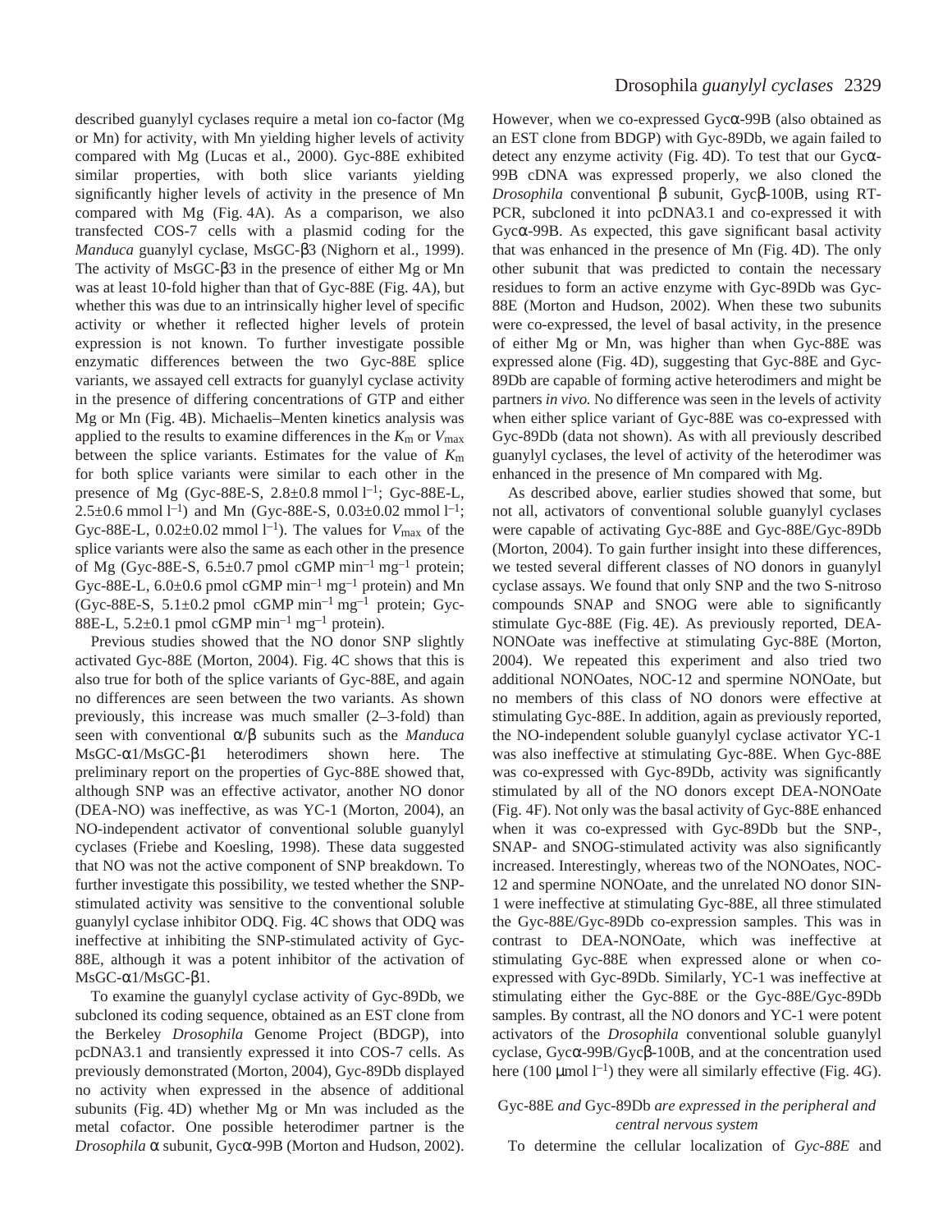described guanylyl cyclases require a metal ion co-factor (Mg or Mn) for activity, with Mn yielding higher levels of activity compared with Mg (Lucas et al., 2000). Gyc-88E exhibited similar properties, with both slice variants yielding significantly higher levels of activity in the presence of Mn compared with Mg (Fig. 4A). As a comparison, we also transfected COS-7 cells with a plasmid coding for the *Manduca* guanylyl cyclase, MsGC-β3 (Nighorn et al., 1999). The activity of MsGC-β3 in the presence of either Mg or Mn was at least 10-fold higher than that of Gyc-88E (Fig. 4A), but whether this was due to an intrinsically higher level of specific activity or whether it reflected higher levels of protein expression is not known. To further investigate possible enzymatic differences between the two Gyc-88E splice variants, we assayed cell extracts for guanylyl cyclase activity in the presence of differing concentrations of GTP and either Mg or Mn (Fig. 4B). Michaelis–Menten kinetics analysis was applied to the results to examine differences in the $K_m$ or $V_{max}$ between the splice variants. Estimates for the value of $K_m$ for both splice variants were similar to each other in the presence of Mg (Gyc-88E-S, 2.8±0.8 mmol $l^{-1}$; Gyc-88E-L, 2.5±0.6 mmol $l^{-1}$) and Mn (Gyc-88E-S, 0.03±0.02 mmol $l^{-1}$; Gyc-88E-L, 0.02±0.02 mmol $l^{-1}$). The values for $V_{max}$ of the splice variants were also the same as each other in the presence of Mg (Gyc-88E-S, 6.5±0.7 pmol cGMP $min^{-1}$ $mg^{-1}$ protein; Gyc-88E-L, 6.0±0.6 pmol cGMP $min^{-1}$ $mg^{-1}$ protein) and Mn (Gyc-88E-S, 5.1±0.2 pmol cGMP $min^{-1}$ $mg^{-1}$ protein; Gyc-88E-L, 5.2±0.1 pmol cGMP $min^{-1}$ $mg^{-1}$ protein).

Previous studies showed that the NO donor SNP slightly activated Gyc-88E (Morton, 2004). Fig. 4C shows that this is also true for both of the splice variants of Gyc-88E, and again no differences are seen between the two variants. As shown previously, this increase was much smaller (2–3-fold) than seen with conventional α/β subunits such as the *Manduca* MsGC-α1/MsGC-β1 heterodimers shown here. The preliminary report on the properties of Gyc-88E showed that, although SNP was an effective activator, another NO donor (DEA-NO) was ineffective, as was YC-1 (Morton, 2004), an NO-independent activator of conventional soluble guanylyl cyclases (Friebe and Koesling, 1998). These data suggested that NO was not the active component of SNP breakdown. To further investigate this possibility, we tested whether the SNP-stimulated activity was sensitive to the conventional soluble guanylyl cyclase inhibitor ODQ. Fig. 4C shows that ODQ was ineffective at inhibiting the SNP-stimulated activity of Gyc-88E, although it was a potent inhibitor of the activation of MsGC-α1/MsGC-β1.

To examine the guanylyl cyclase activity of Gyc-89Db, we subcloned its coding sequence, obtained as an EST clone from the Berkeley *Drosophila* Genome Project (BDGP), into pcDNA3.1 and transiently expressed it into COS-7 cells. As previously demonstrated (Morton, 2004), Gyc-89Db displayed no activity when expressed in the absence of additional subunits (Fig. 4D) whether Mg or Mn was included as the metal cofactor. One possible heterodimer partner is the *Drosophila* α subunit, Gycα-99B (Morton and Hudson, 2002). However, when we co-expressed Gycα-99B (also obtained as an EST clone from BDGP) with Gyc-89Db, we again failed to detect any enzyme activity (Fig. 4D). To test that our Gycα-99B cDNA was expressed properly, we also cloned the *Drosophila* conventional β subunit, Gycβ-100B, using RT-PCR, subcloned it into pcDNA3.1 and co-expressed it with Gycα-99B. As expected, this gave significant basal activity that was enhanced in the presence of Mn (Fig. 4D). The only other subunit that was predicted to contain the necessary residues to form an active enzyme with Gyc-89Db was Gyc-88E (Morton and Hudson, 2002). When these two subunits were co-expressed, the level of basal activity, in the presence of either Mg or Mn, was higher than when Gyc-88E was expressed alone (Fig. 4D), suggesting that Gyc-88E and Gyc-89Db are capable of forming active heterodimers and might be partners *in vivo.* No difference was seen in the levels of activity when either splice variant of Gyc-88E was co-expressed with Gyc-89Db (data not shown). As with all previously described guanylyl cyclases, the level of activity of the heterodimer was enhanced in the presence of Mn compared with Mg.

As described above, earlier studies showed that some, but not all, activators of conventional soluble guanylyl cyclases were capable of activating Gyc-88E and Gyc-88E/Gyc-89Db (Morton, 2004). To gain further insight into these differences, we tested several different classes of NO donors in guanylyl cyclase assays. We found that only SNP and the two S-nitroso compounds SNAP and SNOG were able to significantly stimulate Gyc-88E (Fig. 4E). As previously reported, DEA-NONOate was ineffective at stimulating Gyc-88E (Morton, 2004). We repeated this experiment and also tried two additional NONOates, NOC-12 and spermine NONOate, but no members of this class of NO donors were effective at stimulating Gyc-88E. In addition, again as previously reported, the NO-independent soluble guanylyl cyclase activator YC-1 was also ineffective at stimulating Gyc-88E. When Gyc-88E was co-expressed with Gyc-89Db, activity was significantly stimulated by all of the NO donors except DEA-NONOate (Fig. 4F). Not only was the basal activity of Gyc-88E enhanced when it was co-expressed with Gyc-89Db but the SNP-, SNAP- and SNOG-stimulated activity was also significantly increased. Interestingly, whereas two of the NONOates, NOC-12 and spermine NONOate, and the unrelated NO donor SIN-1 were ineffective at stimulating Gyc-88E, all three stimulated the Gyc-88E/Gyc-89Db co-expression samples. This was in contrast to DEA-NONOate, which was ineffective at stimulating Gyc-88E when expressed alone or when co-expressed with Gyc-89Db. Similarly, YC-1 was ineffective at stimulating either the Gyc-88E or the Gyc-88E/Gyc-89Db samples. By contrast, all the NO donors and YC-1 were potent activators of the *Drosophila* conventional soluble guanylyl cyclase, Gycα-99B/Gycβ-100B, and at the concentration used here (100 μmol $l^{-1}$) they were all similarly effective (Fig. 4G).

### Gyc-88E *and* Gyc-89Db *are expressed in the peripheral and central nervous system*

To determine the cellular localization of *Gyc-88E* and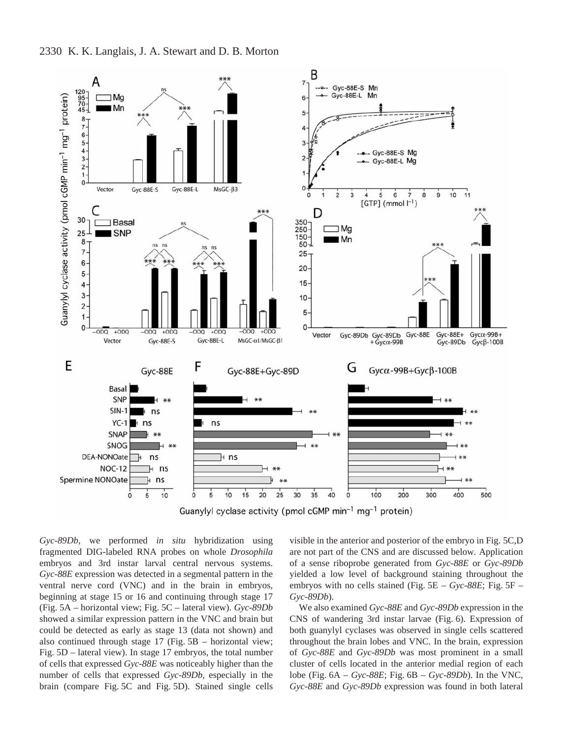*Gyc-89Db*, we performed *in situ* hybridization using fragmented DIG-labeled RNA probes on whole *Drosophila* embryos and 3rd instar larval central nervous systems. *Gyc-88E* expression was detected in a segmental pattern in the ventral nerve cord (VNC) and in the brain in embryos, beginning at stage 15 or 16 and continuing through stage 17 (Fig. 5A – horizontal view; Fig. 5C – lateral view). *Gyc-89Db* showed a similar expression pattern in the VNC and brain but could be detected as early as stage 13 (data not shown) and also continued through stage 17 (Fig. 5B – horizontal view; Fig. 5D – lateral view). In stage 17 embryos, the total number of cells that expressed *Gyc-88E* was noticeably higher than the number of cells that expressed *Gyc-89Db*, especially in the brain (compare Fig. 5C and Fig. 5D). Stained single cells visible in the anterior and posterior of the embryo in Fig. 5C,D are not part of the CNS and are discussed below. Application of a sense riboprobe generated from *Gyc-88E* or *Gyc-89Db* yielded a low level of background staining throughout the embryos with no cells stained (Fig. 5E – *Gyc-88E*; Fig. 5F – *Gyc-89Db*).

We also examined *Gyc-88E* and *Gyc-89Db* expression in the CNS of wandering 3rd instar larvae (Fig. 6). Expression of both guanylyl cyclases was observed in single cells scattered throughout the brain lobes and VNC. In the brain, expression of *Gyc-88E* and *Gyc-89Db* was most prominent in a small cluster of cells located in the anterior medial region of each lobe (Fig. 6A – *Gyc-88E*; Fig. 6B – *Gyc-89Db*). In the VNC, *Gyc-88E* and *Gyc-89Db* expression was found in both lateral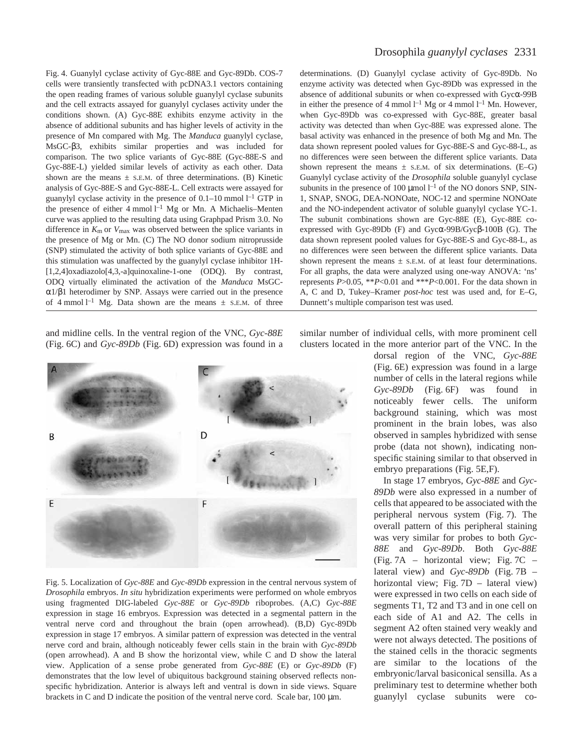Fig. 4. Guanylyl cyclase activity of Gyc-88E and Gyc-89Db. COS-7 cells were transiently transfected with pcDNA3.1 vectors containing the open reading frames of various soluble guanylyl cyclase subunits and the cell extracts assayed for guanylyl cyclases activity under the conditions shown. (A) Gyc-88E exhibits enzyme activity in the absence of additional subunits and has higher levels of activity in the presence of Mn compared with Mg. The *Manduca* guanylyl cyclase, MsGC-β3, exhibits similar properties and was included for comparison. The two splice variants of Gyc-88E (Gyc-88E-S and Gyc-88E-L) yielded similar levels of activity as each other. Data shown are the means ± S.E.M. of three determinations. (B) Kinetic analysis of Gyc-88E-S and Gyc-88E-L. Cell extracts were assayed for guanylyl cyclase activity in the presence of 0.1–10 mmol $l^{-1}$ GTP in the presence of either 4 mmol $l^{-1}$ Mg or Mn. A Michaelis–Menten curve was applied to the resulting data using Graphpad Prism 3.0. No difference in $K_m$ or $V_{max}$ was observed between the splice variants in the presence of Mg or Mn. (C) The NO donor sodium nitroprusside (SNP) stimulated the activity of both splice variants of Gyc-88E and this stimulation was unaffected by the guanylyl cyclase inhibitor 1H-[1,2,4]oxadiazolo[4,3,-a]quinoxaline-1-one (ODQ). By contrast, ODQ virtually eliminated the activation of the *Manduca* MsGC-α1/β1 heterodimer by SNP. Assays were carried out in the presence of 4 mmol $l^{-1}$ Mg. Data shown are the means ± S.E.M. of three determinations. (D) Guanylyl cyclase activity of Gyc-89Db. No enzyme activity was detected when Gyc-89Db was expressed in the absence of additional subunits or when co-expressed with Gycα-99B in either the presence of 4 mmol $l^{-1}$ Mg or 4 mmol $l^{-1}$ Mn. However, when Gyc-89Db was co-expressed with Gyc-88E, greater basal activity was detected than when Gyc-88E was expressed alone. The basal activity was enhanced in the presence of both Mg and Mn. The data shown represent pooled values for Gyc-88E-S and Gyc-88-L, as no differences were seen between the different splice variants. Data shown represent the means ± S.E.M. of six determinations. (E–G) Guanylyl cyclase activity of the *Drosophila* soluble guanylyl cyclase subunits in the presence of 100 μmol $l^{-1}$ of the NO donors SNP, SIN-1, SNAP, SNOG, DEA-NONOate, NOC-12 and spermine NONOate and the NO-independent activator of soluble guanylyl cyclase YC-1. The subunit combinations shown are Gyc-88E (E), Gyc-88E co-expressed with Gyc-89Db (F) and Gycα-99B/Gycβ-100B (G). The data shown represent pooled values for Gyc-88E-S and Gyc-88-L, as no differences were seen between the different splice variants. Data shown represent the means ± S.E.M. of at least four determinations. For all graphs, the data were analyzed using one-way ANOVA: 'ns' represents $P>0.05$, \*\*$P<0.01$ and \*\*\*$P<0.001$. For the data shown in A, C and D, Tukey–Kramer *post-hoc* test was used and, for E–G, Dunnett's multiple comparison test was used.

and midline cells. In the ventral region of the VNC, *Gyc-88E* (Fig. 6C) and *Gyc-89Db* (Fig. 6D) expression was found in a similar number of individual cells, with more prominent cell clusters located in the more anterior part of the VNC. In the dorsal region of the VNC, *Gyc-88E* (Fig. 6E) expression was found in a large number of cells in the lateral regions while *Gyc-89Db* (Fig. 6F) was found in noticeably fewer cells. The uniform background staining, which was most prominent in the brain lobes, was also observed in samples hybridized with sense probe (data not shown), indicating non-specific staining similar to that observed in embryo preparations (Fig. 5E,F).

Fig. 5. Localization of *Gyc-88E* and *Gyc-89Db* expression in the central nervous system of *Drosophila* embryos. *In situ* hybridization experiments were performed on whole embryos using fragmented DIG-labeled *Gyc-88E* or *Gyc-89Db* riboprobes. (A,C) *Gyc-88E* expression in stage 16 embryos. Expression was detected in a segmental pattern in the ventral nerve cord and throughout the brain (open arrowhead). (B,D) Gyc-89Db expression in stage 17 embryos. A similar pattern of expression was detected in the ventral nerve cord and brain, although noticeably fewer cells stain in the brain with *Gyc-89Db* (open arrowhead). A and B show the horizontal view, while C and D show the lateral view. Application of a sense probe generated from *Gyc-88E* (E) or *Gyc-89Db* (F) demonstrates that the low level of ubiquitous background staining observed reflects non-specific hybridization. Anterior is always left and ventral is down in side views. Square brackets in C and D indicate the position of the ventral nerve cord. Scale bar, 100 μm.

In stage 17 embryos, *Gyc-88E* and *Gyc-89Db* were also expressed in a number of cells that appeared to be associated with the peripheral nervous system (Fig. 7). The overall pattern of this peripheral staining was very similar for probes to both *Gyc-88E* and *Gyc-89Db*. Both *Gyc-88E* (Fig. 7A – horizontal view; Fig. 7C – lateral view) and *Gyc-89Db* (Fig. 7B – horizontal view; Fig. 7D – lateral view) were expressed in two cells on each side of segments T1, T2 and T3 and in one cell on each side of A1 and A2. The cells in segment A2 often stained very weakly and were not always detected. The positions of the stained cells in the thoracic segments are similar to the locations of the embryonic/larval basiconical sensilla. As a preliminary test to determine whether both guanylyl cyclase subunits were co-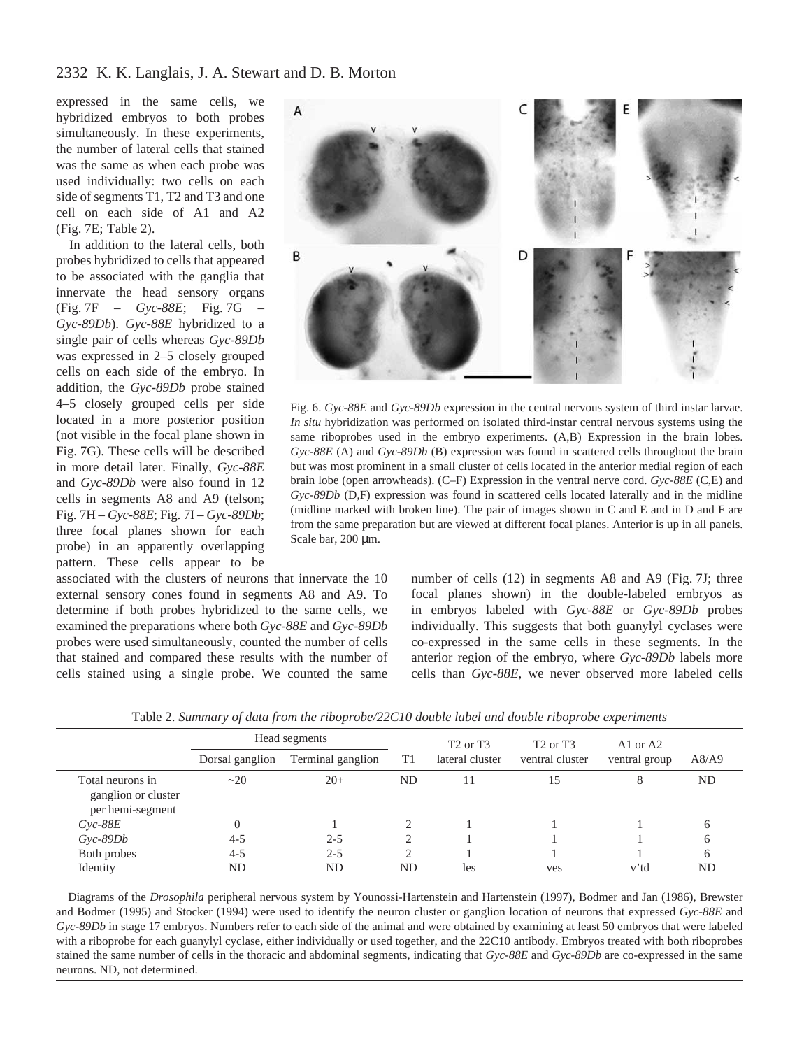expressed in the same cells, we hybridized embryos to both probes simultaneously. In these experiments, the number of lateral cells that stained was the same as when each probe was used individually: two cells on each side of segments T1, T2 and T3 and one cell on each side of A1 and A2 (Fig. 7E; Table 2).

In addition to the lateral cells, both probes hybridized to cells that appeared to be associated with the ganglia that innervate the head sensory organs (Fig. 7F – *Gyc-88E*; Fig. 7G – *Gyc-89Db*). *Gyc-88E* hybridized to a single pair of cells whereas *Gyc-89Db* was expressed in 2–5 closely grouped cells on each side of the embryo. In addition, the *Gyc-89Db* probe stained 4–5 closely grouped cells per side located in a more posterior position (not visible in the focal plane shown in Fig. 7G). These cells will be described in more detail later. Finally, *Gyc-88E* and *Gyc-89Db* were also found in 12 cells in segments A8 and A9 (telson; Fig. 7H – *Gyc-88E*; Fig. 7I – *Gyc-89Db*; three focal planes shown for each probe) in an apparently overlapping pattern. These cells appear to be associated with the clusters of neurons that innervate the 10 external sensory cones found in segments A8 and A9. To determine if both probes hybridized to the same cells, we examined the preparations where both *Gyc-88E* and *Gyc-89Db* probes were used simultaneously, counted the number of cells that stained and compared these results with the number of cells stained using a single probe. We counted the same number of cells (12) in segments A8 and A9 (Fig. 7J; three focal planes shown) in the double-labeled embryos as in embryos labeled with *Gyc-88E* or *Gyc-89Db* probes individually. This suggests that both guanylyl cyclases were co-expressed in the same cells in these segments. In the anterior region of the embryo, where *Gyc-89Db* labels more cells than *Gyc-88E*, we never observed more labeled cells

Fig. 6. *Gyc-88E* and *Gyc-89Db* expression in the central nervous system of third instar larvae. *In situ* hybridization was performed on isolated third-instar central nervous systems using the same riboprobes used in the embryo experiments. (A,B) Expression in the brain lobes. *Gyc-88E* (A) and *Gyc-89Db* (B) expression was found in scattered cells throughout the brain but was most prominent in a small cluster of cells located in the anterior medial region of each brain lobe (open arrowheads). (C–F) Expression in the ventral nerve cord. *Gyc-88E* (C,E) and *Gyc-89Db* (D,F) expression was found in scattered cells located laterally and in the midline (midline marked with broken line). The pair of images shown in C and E and in D and F are from the same preparation but are viewed at different focal planes. Anterior is up in all panels. Scale bar, 200 μm.

Table 2. *Summary of data from the riboprobe/22C10 double label and double riboprobe experiments*

| | Head segments | | | | | | |
|---|---|---|---|---|---|---|---|
| | Dorsal ganglion | Terminal ganglion | T1 | T2 or T3 lateral cluster | T2 or T3 ventral cluster | A1 or A2 ventral group | A8/A9 |
| Total neurons in ganglion or cluster per hemi-segment | ~20 | 20+ | ND | 11 | 15 | 8 | ND |
| *Gyc-88E* | 0 | 1 | 2 | 1 | 1 | 1 | 6 |
| *Gyc-89Db* | 4-5 | 2-5 | 2 | 1 | 1 | 1 | 6 |
| Both probes | 4-5 | 2-5 | 2 | 1 | 1 | 1 | 6 |
| Identity | ND | ND | ND | les | ves | v'td | ND |

Diagrams of the *Drosophila* peripheral nervous system by Younossi-Hartenstein and Hartenstein (1997), Bodmer and Jan (1986), Brewster and Bodmer (1995) and Stocker (1994) were used to identify the neuron cluster or ganglion location of neurons that expressed *Gyc-88E* and *Gyc-89Db* in stage 17 embryos. Numbers refer to each side of the animal and were obtained by examining at least 50 embryos that were labeled with a riboprobe for each guanylyl cyclase, either individually or used together, and the 22C10 antibody. Embryos treated with both riboprobes stained the same number of cells in the thoracic and abdominal segments, indicating that *Gyc-88E* and *Gyc-89Db* are co-expressed in the same neurons. ND, not determined.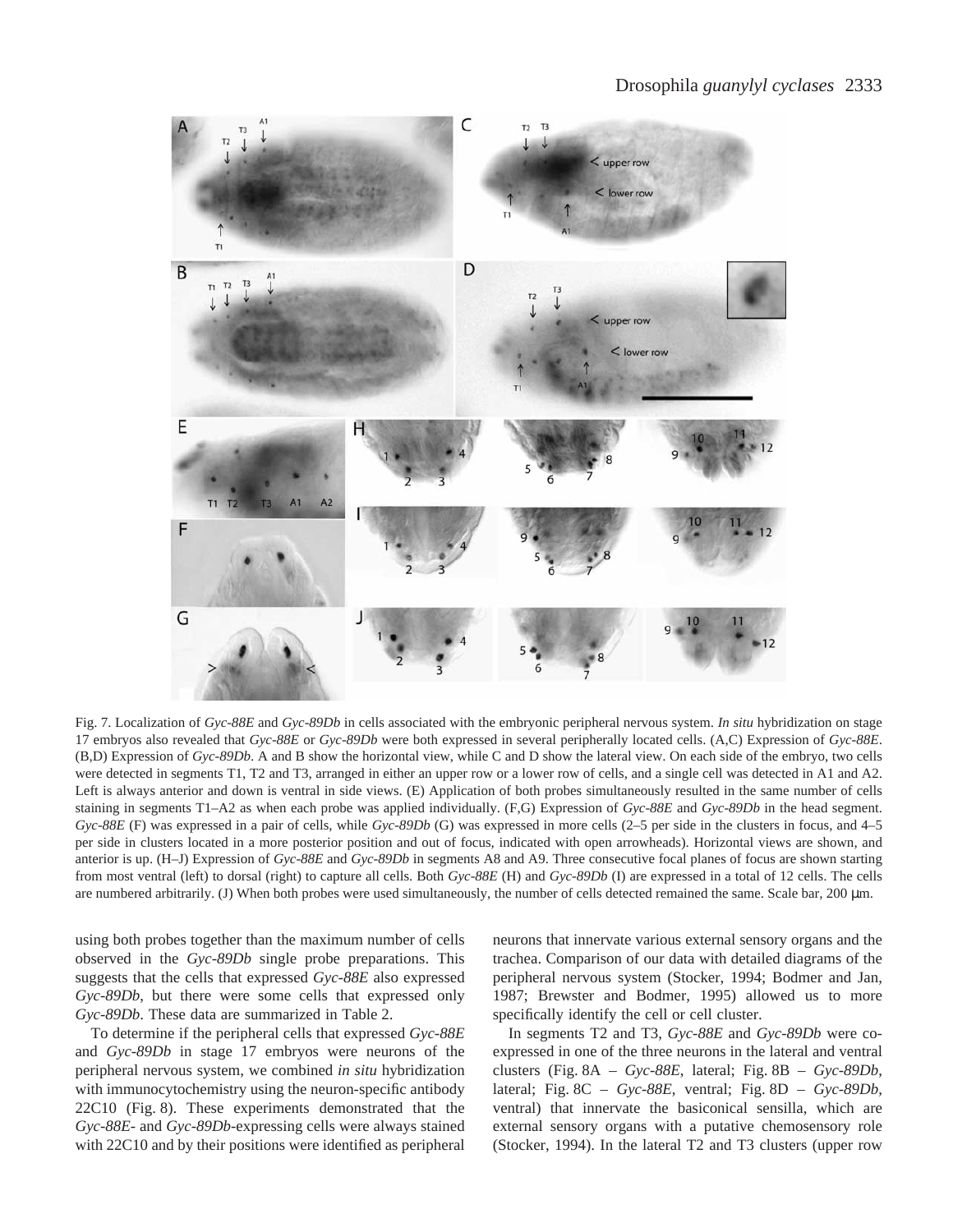Fig. 7. Localization of *Gyc-88E* and *Gyc-89Db* in cells associated with the embryonic peripheral nervous system. *In situ* hybridization on stage 17 embryos also revealed that *Gyc-88E* or *Gyc-89Db* were both expressed in several peripherally located cells. (A,C) Expression of *Gyc-88E*. (B,D) Expression of *Gyc-89Db*. A and B show the horizontal view, while C and D show the lateral view. On each side of the embryo, two cells were detected in segments T1, T2 and T3, arranged in either an upper row or a lower row of cells, and a single cell was detected in A1 and A2. Left is always anterior and down is ventral in side views. (E) Application of both probes simultaneously resulted in the same number of cells staining in segments T1–A2 as when each probe was applied individually. (F,G) Expression of *Gyc-88E* and *Gyc-89Db* in the head segment. *Gyc-88E* (F) was expressed in a pair of cells, while *Gyc-89Db* (G) was expressed in more cells (2–5 per side in the clusters in focus, and 4–5 per side in clusters located in a more posterior position and out of focus, indicated with open arrowheads). Horizontal views are shown, and anterior is up. (H–J) Expression of *Gyc-88E* and *Gyc-89Db* in segments A8 and A9. Three consecutive focal planes of focus are shown starting from most ventral (left) to dorsal (right) to capture all cells. Both *Gyc-88E* (H) and *Gyc-89Db* (I) are expressed in a total of 12 cells. The cells are numbered arbitrarily. (J) When both probes were used simultaneously, the number of cells detected remained the same. Scale bar, 200 µm.

using both probes together than the maximum number of cells observed in the *Gyc-89Db* single probe preparations. This suggests that the cells that expressed *Gyc-88E* also expressed *Gyc-89Db*, but there were some cells that expressed only *Gyc-89Db*. These data are summarized in Table 2.

To determine if the peripheral cells that expressed *Gyc-88E* and *Gyc-89Db* in stage 17 embryos were neurons of the peripheral nervous system, we combined *in situ* hybridization with immunocytochemistry using the neuron-specific antibody 22C10 (Fig. 8). These experiments demonstrated that the *Gyc-88E*- and *Gyc-89Db*-expressing cells were always stained with 22C10 and by their positions were identified as peripheral neurons that innervate various external sensory organs and the trachea. Comparison of our data with detailed diagrams of the peripheral nervous system (Stocker, 1994; Bodmer and Jan, 1987; Brewster and Bodmer, 1995) allowed us to more specifically identify the cell or cell cluster.

In segments T2 and T3, *Gyc-88E* and *Gyc-89Db* were co-expressed in one of the three neurons in the lateral and ventral clusters (Fig. 8A – *Gyc-88E*, lateral; Fig. 8B – *Gyc-89Db*, lateral; Fig. 8C – *Gyc-88E*, ventral; Fig. 8D – *Gyc-89Db*, ventral) that innervate the basiconical sensilla, which are external sensory organs with a putative chemosensory role (Stocker, 1994). In the lateral T2 and T3 clusters (upper row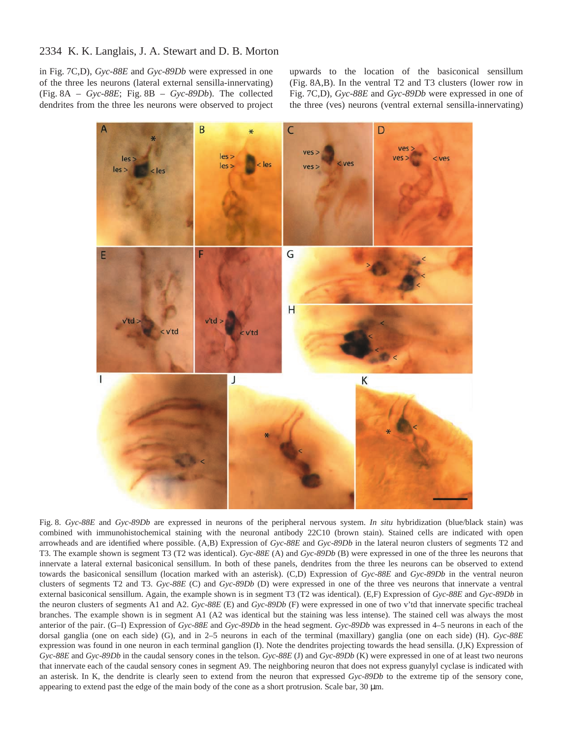in Fig. 7C,D), *Gyc-88E* and *Gyc-89Db* were expressed in one of the three les neurons (lateral external sensilla-innervating) (Fig. 8A – *Gyc-88E*; Fig. 8B – *Gyc-89Db*). The collected dendrites from the three les neurons were observed to project upwards to the location of the basiconical sensillum (Fig. 8A,B). In the ventral T2 and T3 clusters (lower row in Fig. 7C,D), *Gyc-88E* and *Gyc-89Db* were expressed in one of the three (ves) neurons (ventral external sensilla-innervating)

Fig. 8. *Gyc-88E* and *Gyc-89Db* are expressed in neurons of the peripheral nervous system. *In situ* hybridization (blue/black stain) was combined with immunohistochemical staining with the neuronal antibody 22C10 (brown stain). Stained cells are indicated with open arrowheads and are identified where possible. (A,B) Expression of *Gyc-88E* and *Gyc-89Db* in the lateral neuron clusters of segments T2 and T3. The example shown is segment T3 (T2 was identical). *Gyc-88E* (A) and *Gyc-89Db* (B) were expressed in one of the three les neurons that innervate a lateral external basiconical sensillum. In both of these panels, dendrites from the three les neurons can be observed to extend towards the basiconical sensillum (location marked with an asterisk). (C,D) Expression of *Gyc-88E* and *Gyc-89Db* in the ventral neuron clusters of segments T2 and T3. *Gyc-88E* (C) and *Gyc-89Db* (D) were expressed in one of the three ves neurons that innervate a ventral external basiconical sensillum. Again, the example shown is in segment T3 (T2 was identical). (E,F) Expression of *Gyc-88E* and *Gyc-89Db* in the neuron clusters of segments A1 and A2. *Gyc-88E* (E) and *Gyc-89Db* (F) were expressed in one of two v'td that innervate specific tracheal branches. The example shown is in segment A1 (A2 was identical but the staining was less intense). The stained cell was always the most anterior of the pair. (G–I) Expression of *Gyc-88E* and *Gyc-89Db* in the head segment. *Gyc-89Db* was expressed in 4–5 neurons in each of the dorsal ganglia (one on each side) (G), and in 2–5 neurons in each of the terminal (maxillary) ganglia (one on each side) (H). *Gyc-88E* expression was found in one neuron in each terminal ganglion (I). Note the dendrites projecting towards the head sensilla. (J,K) Expression of *Gyc-88E* and *Gyc-89Db* in the caudal sensory cones in the telson. *Gyc-88E* (J) and *Gyc-89Db* (K) were expressed in one of at least two neurons that innervate each of the caudal sensory cones in segment A9. The neighboring neuron that does not express guanylyl cyclase is indicated with an asterisk. In K, the dendrite is clearly seen to extend from the neuron that expressed *Gyc-89Db* to the extreme tip of the sensory cone, appearing to extend past the edge of the main body of the cone as a short protrusion. Scale bar, 30 μm.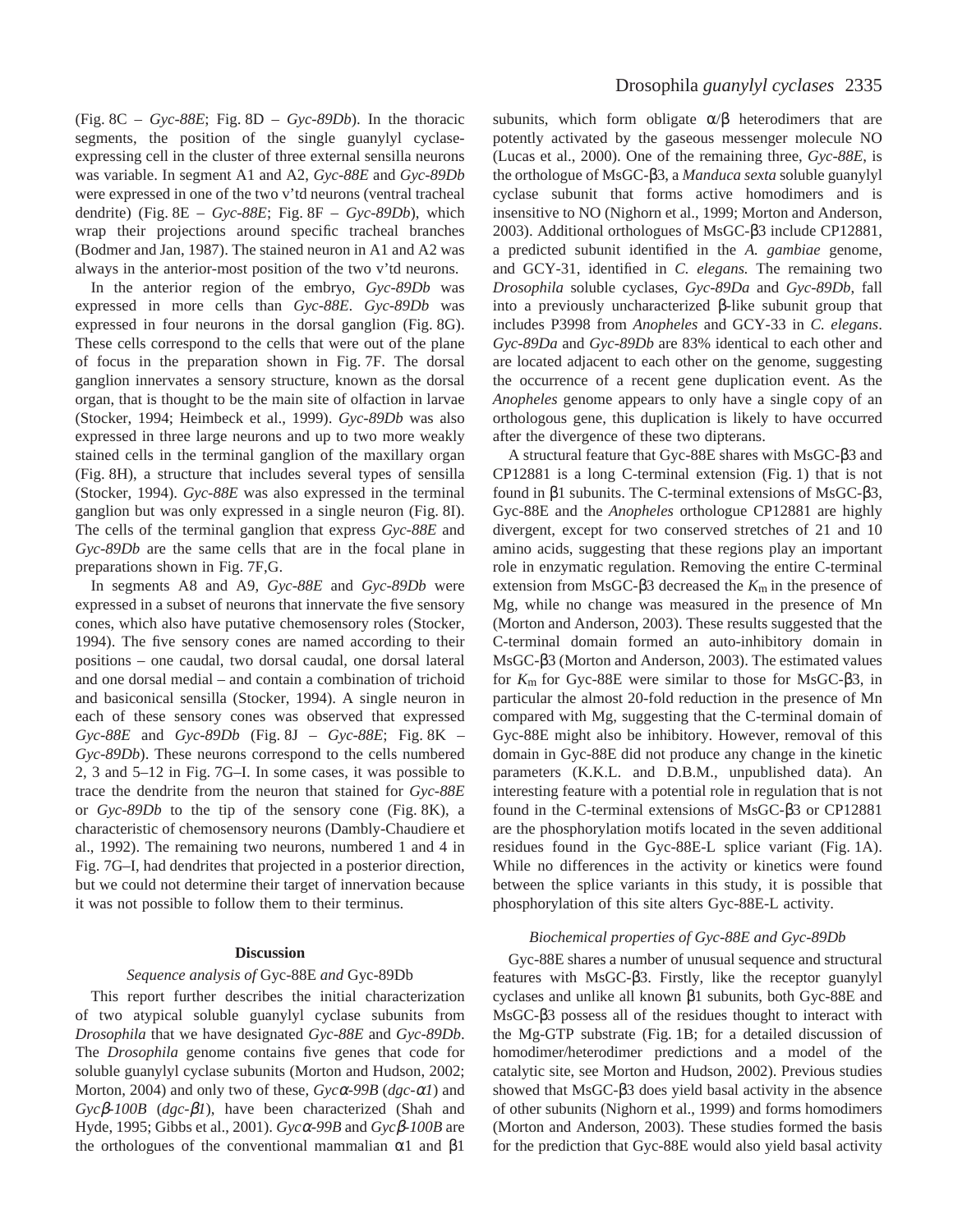(Fig. 8C – *Gyc-88E*; Fig. 8D – *Gyc-89Db*). In the thoracic segments, the position of the single guanylyl cyclase-expressing cell in the cluster of three external sensilla neurons was variable. In segment A1 and A2, *Gyc-88E* and *Gyc-89Db* were expressed in one of the two v'td neurons (ventral tracheal dendrite) (Fig. 8E – *Gyc-88E*; Fig. 8F – *Gyc-89Db*), which wrap their projections around specific tracheal branches (Bodmer and Jan, 1987). The stained neuron in A1 and A2 was always in the anterior-most position of the two v'td neurons.

In the anterior region of the embryo, *Gyc-89Db* was expressed in more cells than *Gyc-88E*. *Gyc-89Db* was expressed in four neurons in the dorsal ganglion (Fig. 8G). These cells correspond to the cells that were out of the plane of focus in the preparation shown in Fig. 7F. The dorsal ganglion innervates a sensory structure, known as the dorsal organ, that is thought to be the main site of olfaction in larvae (Stocker, 1994; Heimbeck et al., 1999). *Gyc-89Db* was also expressed in three large neurons and up to two more weakly stained cells in the terminal ganglion of the maxillary organ (Fig. 8H), a structure that includes several types of sensilla (Stocker, 1994). *Gyc-88E* was also expressed in the terminal ganglion but was only expressed in a single neuron (Fig. 8I). The cells of the terminal ganglion that express *Gyc-88E* and *Gyc-89Db* are the same cells that are in the focal plane in preparations shown in Fig. 7F,G.

In segments A8 and A9, *Gyc-88E* and *Gyc-89Db* were expressed in a subset of neurons that innervate the five sensory cones, which also have putative chemosensory roles (Stocker, 1994). The five sensory cones are named according to their positions – one caudal, two dorsal caudal, one dorsal lateral and one dorsal medial – and contain a combination of trichoid and basiconical sensilla (Stocker, 1994). A single neuron in each of these sensory cones was observed that expressed *Gyc-88E* and *Gyc-89Db* (Fig. 8J – *Gyc-88E*; Fig. 8K – *Gyc-89Db*). These neurons correspond to the cells numbered 2, 3 and 5–12 in Fig. 7G–I. In some cases, it was possible to trace the dendrite from the neuron that stained for *Gyc-88E* or *Gyc-89Db* to the tip of the sensory cone (Fig. 8K), a characteristic of chemosensory neurons (Dambly-Chaudiere et al., 1992). The remaining two neurons, numbered 1 and 4 in Fig. 7G–I, had dendrites that projected in a posterior direction, but we could not determine their target of innervation because it was not possible to follow them to their terminus.

## Discussion

### *Sequence analysis of* Gyc-88E *and* Gyc-89Db

This report further describes the initial characterization of two atypical soluble guanylyl cyclase subunits from *Drosophila* that we have designated *Gyc-88E* and *Gyc-89Db*. The *Drosophila* genome contains five genes that code for soluble guanylyl cyclase subunits (Morton and Hudson, 2002; Morton, 2004) and only two of these, *Gycα-99B* (*dgc-α1*) and *Gycβ-100B* (*dgc-β1*), have been characterized (Shah and Hyde, 1995; Gibbs et al., 2001). *Gycα-99B* and *Gycβ-100B* are the orthologues of the conventional mammalian α1 and β1 subunits, which form obligate α/β heterodimers that are potently activated by the gaseous messenger molecule NO (Lucas et al., 2000). One of the remaining three, *Gyc-88E*, is the orthologue of MsGC-β3, a *Manduca sexta* soluble guanylyl cyclase subunit that forms active homodimers and is insensitive to NO (Nighorn et al., 1999; Morton and Anderson, 2003). Additional orthologues of MsGC-β3 include CP12881, a predicted subunit identified in the *A. gambiae* genome, and GCY-31, identified in *C. elegans.* The remaining two *Drosophila* soluble cyclases, *Gyc-89Da* and *Gyc-89Db*, fall into a previously uncharacterized β-like subunit group that includes P3998 from *Anopheles* and GCY-33 in *C. elegans*. *Gyc-89Da* and *Gyc-89Db* are 83% identical to each other and are located adjacent to each other on the genome, suggesting the occurrence of a recent gene duplication event. As the *Anopheles* genome appears to only have a single copy of an orthologous gene, this duplication is likely to have occurred after the divergence of these two dipterans.

A structural feature that Gyc-88E shares with MsGC-β3 and CP12881 is a long C-terminal extension (Fig. 1) that is not found in β1 subunits. The C-terminal extensions of MsGC-β3, Gyc-88E and the *Anopheles* orthologue CP12881 are highly divergent, except for two conserved stretches of 21 and 10 amino acids, suggesting that these regions play an important role in enzymatic regulation. Removing the entire C-terminal extension from MsGC-β3 decreased the $K_m$ in the presence of Mg, while no change was measured in the presence of Mn (Morton and Anderson, 2003). These results suggested that the C-terminal domain formed an auto-inhibitory domain in MsGC-β3 (Morton and Anderson, 2003). The estimated values for $K_m$ for Gyc-88E were similar to those for MsGC-β3, in particular the almost 20-fold reduction in the presence of Mn compared with Mg, suggesting that the C-terminal domain of Gyc-88E might also be inhibitory. However, removal of this domain in Gyc-88E did not produce any change in the kinetic parameters (K.K.L. and D.B.M., unpublished data). An interesting feature with a potential role in regulation that is not found in the C-terminal extensions of MsGC-β3 or CP12881 are the phosphorylation motifs located in the seven additional residues found in the Gyc-88E-L splice variant (Fig. 1A). While no differences in the activity or kinetics were found between the splice variants in this study, it is possible that phosphorylation of this site alters Gyc-88E-L activity.

### *Biochemical properties of Gyc-88E and Gyc-89Db*

Gyc-88E shares a number of unusual sequence and structural features with MsGC-β3. Firstly, like the receptor guanylyl cyclases and unlike all known β1 subunits, both Gyc-88E and MsGC-β3 possess all of the residues thought to interact with the Mg-GTP substrate (Fig. 1B; for a detailed discussion of homodimer/heterodimer predictions and a model of the catalytic site, see Morton and Hudson, 2002). Previous studies showed that MsGC-β3 does yield basal activity in the absence of other subunits (Nighorn et al., 1999) and forms homodimers (Morton and Anderson, 2003). These studies formed the basis for the prediction that Gyc-88E would also yield basal activity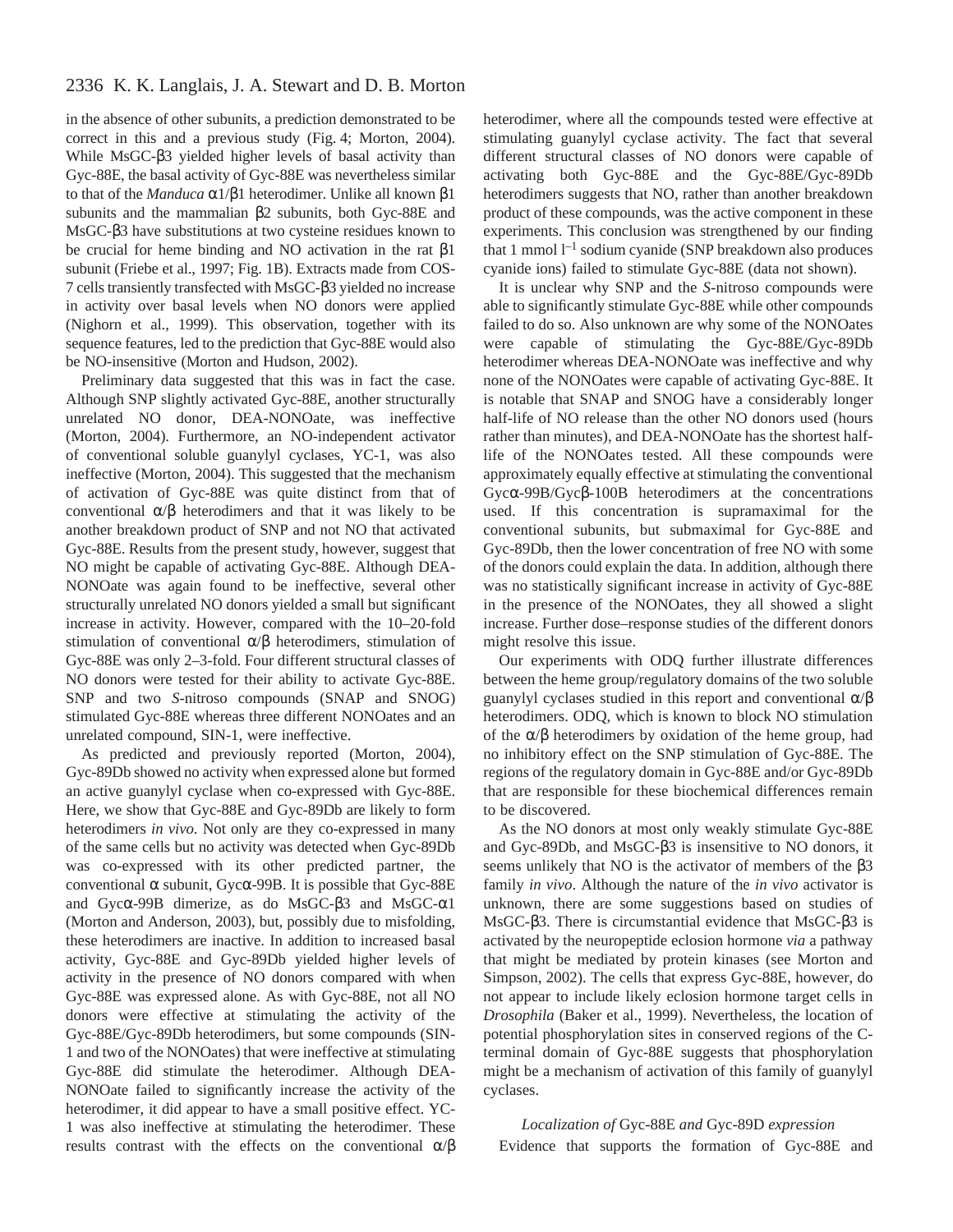in the absence of other subunits, a prediction demonstrated to be correct in this and a previous study (Fig. 4; Morton, 2004). While MsGC-β3 yielded higher levels of basal activity than Gyc-88E, the basal activity of Gyc-88E was nevertheless similar to that of the *Manduca* α1/β1 heterodimer. Unlike all known β1 subunits and the mammalian β2 subunits, both Gyc-88E and MsGC-β3 have substitutions at two cysteine residues known to be crucial for heme binding and NO activation in the rat β1 subunit (Friebe et al., 1997; Fig. 1B). Extracts made from COS-7 cells transiently transfected with MsGC-β3 yielded no increase in activity over basal levels when NO donors were applied (Nighorn et al., 1999). This observation, together with its sequence features, led to the prediction that Gyc-88E would also be NO-insensitive (Morton and Hudson, 2002).

Preliminary data suggested that this was in fact the case. Although SNP slightly activated Gyc-88E, another structurally unrelated NO donor, DEA-NONOate, was ineffective (Morton, 2004). Furthermore, an NO-independent activator of conventional soluble guanylyl cyclases, YC-1, was also ineffective (Morton, 2004). This suggested that the mechanism of activation of Gyc-88E was quite distinct from that of conventional α/β heterodimers and that it was likely to be another breakdown product of SNP and not NO that activated Gyc-88E. Results from the present study, however, suggest that NO might be capable of activating Gyc-88E. Although DEA-NONOate was again found to be ineffective, several other structurally unrelated NO donors yielded a small but significant increase in activity. However, compared with the 10–20-fold stimulation of conventional α/β heterodimers, stimulation of Gyc-88E was only 2–3-fold. Four different structural classes of NO donors were tested for their ability to activate Gyc-88E. SNP and two *S*-nitroso compounds (SNAP and SNOG) stimulated Gyc-88E whereas three different NONOates and an unrelated compound, SIN-1, were ineffective.

As predicted and previously reported (Morton, 2004), Gyc-89Db showed no activity when expressed alone but formed an active guanylyl cyclase when co-expressed with Gyc-88E. Here, we show that Gyc-88E and Gyc-89Db are likely to form heterodimers *in vivo*. Not only are they co-expressed in many of the same cells but no activity was detected when Gyc-89Db was co-expressed with its other predicted partner, the conventional α subunit, Gycα-99B. It is possible that Gyc-88E and Gycα-99B dimerize, as do MsGC-β3 and MsGC-α1 (Morton and Anderson, 2003), but, possibly due to misfolding, these heterodimers are inactive. In addition to increased basal activity, Gyc-88E and Gyc-89Db yielded higher levels of activity in the presence of NO donors compared with when Gyc-88E was expressed alone. As with Gyc-88E, not all NO donors were effective at stimulating the activity of the Gyc-88E/Gyc-89Db heterodimers, but some compounds (SIN-1 and two of the NONOates) that were ineffective at stimulating Gyc-88E did stimulate the heterodimer. Although DEA-NONOate failed to significantly increase the activity of the heterodimer, it did appear to have a small positive effect. YC-1 was also ineffective at stimulating the heterodimer. These results contrast with the effects on the conventional α/β heterodimer, where all the compounds tested were effective at stimulating guanylyl cyclase activity. The fact that several different structural classes of NO donors were capable of activating both Gyc-88E and the Gyc-88E/Gyc-89Db heterodimers suggests that NO, rather than another breakdown product of these compounds, was the active component in these experiments. This conclusion was strengthened by our finding that 1 mmol $l^{-1}$ sodium cyanide (SNP breakdown also produces cyanide ions) failed to stimulate Gyc-88E (data not shown).

It is unclear why SNP and the *S*-nitroso compounds were able to significantly stimulate Gyc-88E while other compounds failed to do so. Also unknown are why some of the NONOates were capable of stimulating the Gyc-88E/Gyc-89Db heterodimer whereas DEA-NONOate was ineffective and why none of the NONOates were capable of activating Gyc-88E. It is notable that SNAP and SNOG have a considerably longer half-life of NO release than the other NO donors used (hours rather than minutes), and DEA-NONOate has the shortest half-life of the NONOates tested. All these compounds were approximately equally effective at stimulating the conventional Gycα-99B/Gycβ-100B heterodimers at the concentrations used. If this concentration is supramaximal for the conventional subunits, but submaximal for Gyc-88E and Gyc-89Db, then the lower concentration of free NO with some of the donors could explain the data. In addition, although there was no statistically significant increase in activity of Gyc-88E in the presence of the NONOates, they all showed a slight increase. Further dose–response studies of the different donors might resolve this issue.

Our experiments with ODQ further illustrate differences between the heme group/regulatory domains of the two soluble guanylyl cyclases studied in this report and conventional α/β heterodimers. ODQ, which is known to block NO stimulation of the α/β heterodimers by oxidation of the heme group, had no inhibitory effect on the SNP stimulation of Gyc-88E. The regions of the regulatory domain in Gyc-88E and/or Gyc-89Db that are responsible for these biochemical differences remain to be discovered.

As the NO donors at most only weakly stimulate Gyc-88E and Gyc-89Db, and MsGC-β3 is insensitive to NO donors, it seems unlikely that NO is the activator of members of the β3 family *in vivo*. Although the nature of the *in vivo* activator is unknown, there are some suggestions based on studies of MsGC-β3. There is circumstantial evidence that MsGC-β3 is activated by the neuropeptide eclosion hormone *via* a pathway that might be mediated by protein kinases (see Morton and Simpson, 2002). The cells that express Gyc-88E, however, do not appear to include likely eclosion hormone target cells in *Drosophila* (Baker et al., 1999). Nevertheless, the location of potential phosphorylation sites in conserved regions of the C-terminal domain of Gyc-88E suggests that phosphorylation might be a mechanism of activation of this family of guanylyl cyclases.

### *Localization of* Gyc-88E *and* Gyc-89D *expression*

Evidence that supports the formation of Gyc-88E and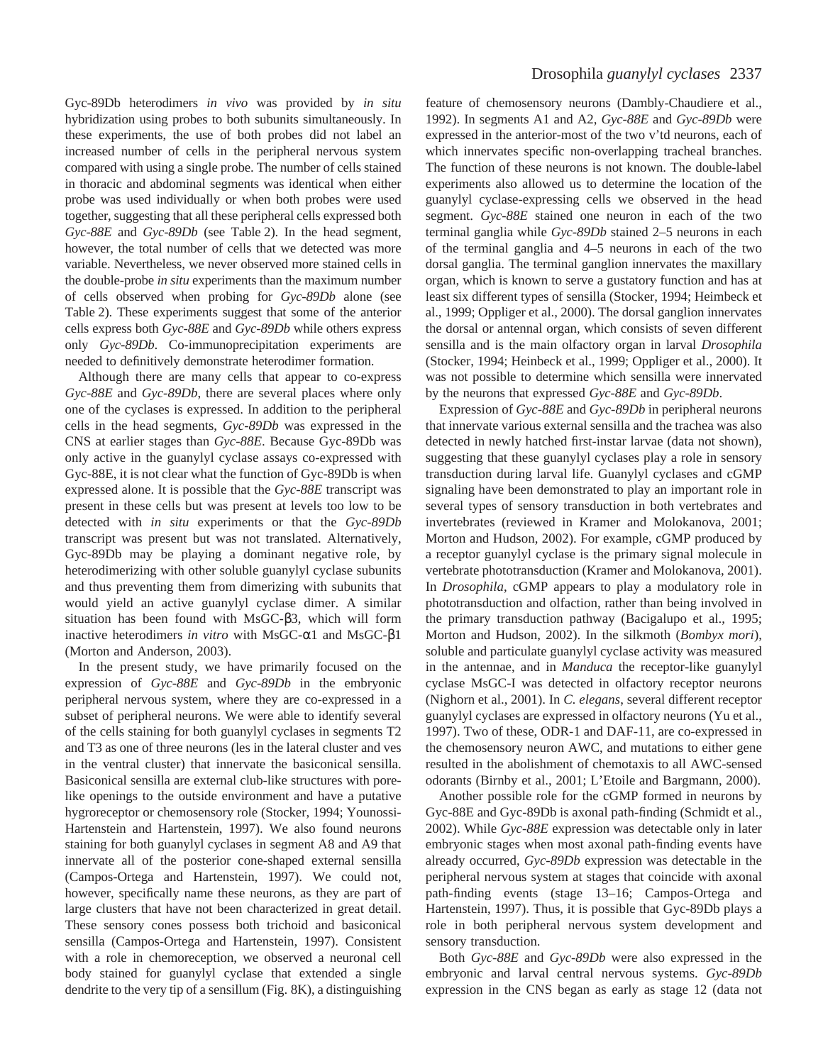Gyc-89Db heterodimers *in vivo* was provided by *in situ* hybridization using probes to both subunits simultaneously. In these experiments, the use of both probes did not label an increased number of cells in the peripheral nervous system compared with using a single probe. The number of cells stained in thoracic and abdominal segments was identical when either probe was used individually or when both probes were used together, suggesting that all these peripheral cells expressed both *Gyc-88E* and *Gyc-89Db* (see Table 2). In the head segment, however, the total number of cells that we detected was more variable. Nevertheless, we never observed more stained cells in the double-probe *in situ* experiments than the maximum number of cells observed when probing for *Gyc-89Db* alone (see Table 2). These experiments suggest that some of the anterior cells express both *Gyc-88E* and *Gyc-89Db* while others express only *Gyc-89Db*. Co-immunoprecipitation experiments are needed to definitively demonstrate heterodimer formation.

Although there are many cells that appear to co-express *Gyc-88E* and *Gyc-89Db,* there are several places where only one of the cyclases is expressed. In addition to the peripheral cells in the head segments, *Gyc-89Db* was expressed in the CNS at earlier stages than *Gyc-88E*. Because Gyc-89Db was only active in the guanylyl cyclase assays co-expressed with Gyc-88E, it is not clear what the function of Gyc-89Db is when expressed alone. It is possible that the *Gyc-88E* transcript was present in these cells but was present at levels too low to be detected with *in situ* experiments or that the *Gyc-89Db* transcript was present but was not translated. Alternatively, Gyc-89Db may be playing a dominant negative role, by heterodimerizing with other soluble guanylyl cyclase subunits and thus preventing them from dimerizing with subunits that would yield an active guanylyl cyclase dimer. A similar situation has been found with MsGC-β3, which will form inactive heterodimers *in vitro* with MsGC-α1 and MsGC-β1 (Morton and Anderson, 2003).

In the present study, we have primarily focused on the expression of *Gyc-88E* and *Gyc-89Db* in the embryonic peripheral nervous system, where they are co-expressed in a subset of peripheral neurons. We were able to identify several of the cells staining for both guanylyl cyclases in segments T2 and T3 as one of three neurons (les in the lateral cluster and ves in the ventral cluster) that innervate the basiconical sensilla. Basiconical sensilla are external club-like structures with pore-like openings to the outside environment and have a putative hygroreceptor or chemosensory role (Stocker, 1994; Younossi-Hartenstein and Hartenstein, 1997). We also found neurons staining for both guanylyl cyclases in segment A8 and A9 that innervate all of the posterior cone-shaped external sensilla (Campos-Ortega and Hartenstein, 1997). We could not, however, specifically name these neurons, as they are part of large clusters that have not been characterized in great detail. These sensory cones possess both trichoid and basiconical sensilla (Campos-Ortega and Hartenstein, 1997). Consistent with a role in chemoreception, we observed a neuronal cell body stained for guanylyl cyclase that extended a single dendrite to the very tip of a sensillum (Fig. 8K), a distinguishing feature of chemosensory neurons (Dambly-Chaudiere et al., 1992). In segments A1 and A2, *Gyc-88E* and *Gyc-89Db* were expressed in the anterior-most of the two v'td neurons, each of which innervates specific non-overlapping tracheal branches. The function of these neurons is not known. The double-label experiments also allowed us to determine the location of the guanylyl cyclase-expressing cells we observed in the head segment. *Gyc-88E* stained one neuron in each of the two terminal ganglia while *Gyc-89Db* stained 2–5 neurons in each of the terminal ganglia and 4–5 neurons in each of the two dorsal ganglia. The terminal ganglion innervates the maxillary organ, which is known to serve a gustatory function and has at least six different types of sensilla (Stocker, 1994; Heimbeck et al., 1999; Oppliger et al., 2000). The dorsal ganglion innervates the dorsal or antennal organ, which consists of seven different sensilla and is the main olfactory organ in larval *Drosophila* (Stocker, 1994; Heinbeck et al., 1999; Oppliger et al., 2000). It was not possible to determine which sensilla were innervated by the neurons that expressed *Gyc-88E* and *Gyc-89Db*.

Expression of *Gyc-88E* and *Gyc-89Db* in peripheral neurons that innervate various external sensilla and the trachea was also detected in newly hatched first-instar larvae (data not shown), suggesting that these guanylyl cyclases play a role in sensory transduction during larval life. Guanylyl cyclases and cGMP signaling have been demonstrated to play an important role in several types of sensory transduction in both vertebrates and invertebrates (reviewed in Kramer and Molokanova, 2001; Morton and Hudson, 2002). For example, cGMP produced by a receptor guanylyl cyclase is the primary signal molecule in vertebrate phototransduction (Kramer and Molokanova, 2001). In *Drosophila*, cGMP appears to play a modulatory role in phototransduction and olfaction, rather than being involved in the primary transduction pathway (Bacigalupo et al., 1995; Morton and Hudson, 2002). In the silkmoth (*Bombyx mori*), soluble and particulate guanylyl cyclase activity was measured in the antennae, and in *Manduca* the receptor-like guanylyl cyclase MsGC-I was detected in olfactory receptor neurons (Nighorn et al., 2001). In *C. elegans*, several different receptor guanylyl cyclases are expressed in olfactory neurons (Yu et al., 1997). Two of these, ODR-1 and DAF-11, are co-expressed in the chemosensory neuron AWC, and mutations to either gene resulted in the abolishment of chemotaxis to all AWC-sensed odorants (Birnby et al., 2001; L'Etoile and Bargmann, 2000).

Another possible role for the cGMP formed in neurons by Gyc-88E and Gyc-89Db is axonal path-finding (Schmidt et al., 2002). While *Gyc-88E* expression was detectable only in later embryonic stages when most axonal path-finding events have already occurred, *Gyc-89Db* expression was detectable in the peripheral nervous system at stages that coincide with axonal path-finding events (stage 13–16; Campos-Ortega and Hartenstein, 1997). Thus, it is possible that Gyc-89Db plays a role in both peripheral nervous system development and sensory transduction.

Both *Gyc-88E* and *Gyc-89Db* were also expressed in the embryonic and larval central nervous systems. *Gyc-89Db* expression in the CNS began as early as stage 12 (data not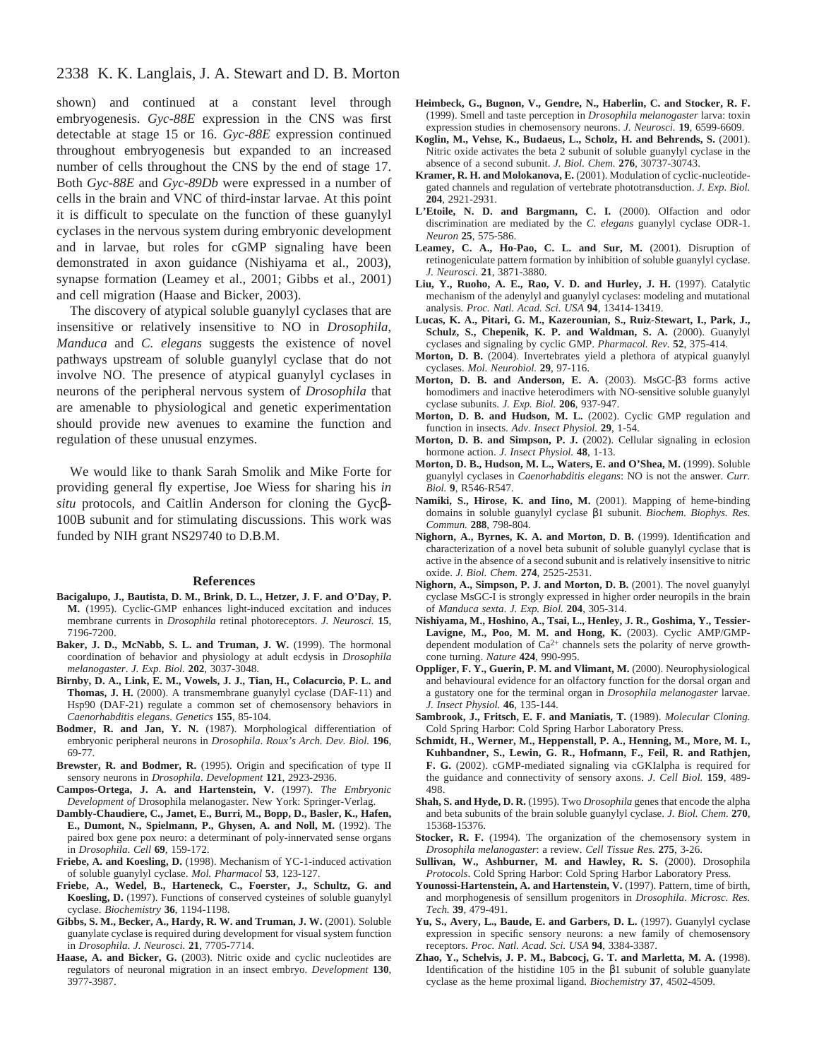shown) and continued at a constant level through embryogenesis. *Gyc-88E* expression in the CNS was first detectable at stage 15 or 16. *Gyc-88E* expression continued throughout embryogenesis but expanded to an increased number of cells throughout the CNS by the end of stage 17. Both *Gyc-88E* and *Gyc-89Db* were expressed in a number of cells in the brain and VNC of third-instar larvae. At this point it is difficult to speculate on the function of these guanylyl cyclases in the nervous system during embryonic development and in larvae, but roles for cGMP signaling have been demonstrated in axon guidance (Nishiyama et al., 2003), synapse formation (Leamey et al., 2001; Gibbs et al., 2001) and cell migration (Haase and Bicker, 2003).

The discovery of atypical soluble guanylyl cyclases that are insensitive or relatively insensitive to NO in *Drosophila*, *Manduca* and *C. elegans* suggests the existence of novel pathways upstream of soluble guanylyl cyclase that do not involve NO. The presence of atypical guanylyl cyclases in neurons of the peripheral nervous system of *Drosophila* that are amenable to physiological and genetic experimentation should provide new avenues to examine the function and regulation of these unusual enzymes.

We would like to thank Sarah Smolik and Mike Forte for providing general fly expertise, Joe Wiess for sharing his *in situ* protocols, and Caitlin Anderson for cloning the Gycβ-100B subunit and for stimulating discussions. This work was funded by NIH grant NS29740 to D.B.M.

## References

**Bacigalupo, J., Bautista, D. M., Brink, D. L., Hetzer, J. F. and O'Day, P. M.** (1995). Cyclic-GMP enhances light-induced excitation and induces membrane currents in *Drosophila* retinal photoreceptors. *J. Neurosci.* **15**, 7196-7200.

**Baker, J. D., McNabb, S. L. and Truman, J. W.** (1999). The hormonal coordination of behavior and physiology at adult ecdysis in *Drosophila melanogaster*. *J. Exp. Biol.* **202**, 3037-3048.

**Birnby, D. A., Link, E. M., Vowels, J. J., Tian, H., Colacurcio, P. L. and Thomas, J. H.** (2000). A transmembrane guanylyl cyclase (DAF-11) and Hsp90 (DAF-21) regulate a common set of chemosensory behaviors in *Caenorhabditis elegans*. *Genetics* **155**, 85-104.

**Bodmer, R. and Jan, Y. N.** (1987). Morphological differentiation of embryonic peripheral neurons in *Drosophila*. *Roux's Arch. Dev. Biol.* **196**, 69-77.

**Brewster, R. and Bodmer, R.** (1995). Origin and specification of type II sensory neurons in *Drosophila*. *Development* **121**, 2923-2936.

**Campos-Ortega, J. A. and Hartenstein, V.** (1997). *The Embryonic Development of* Drosophila melanogaster. New York: Springer-Verlag.

**Dambly-Chaudiere, C., Jamet, E., Burri, M., Bopp, D., Basler, K., Hafen, E., Dumont, N., Spielmann, P., Ghysen, A. and Noll, M.** (1992). The paired box gene pox neuro: a determinant of poly-innervated sense organs in *Drosophila*. *Cell* **69**, 159-172.

**Friebe, A. and Koesling, D.** (1998). Mechanism of YC-1-induced activation of soluble guanylyl cyclase. *Mol. Pharmacol* **53**, 123-127.

**Friebe, A., Wedel, B., Harteneck, C., Foerster, J., Schultz, G. and Koesling, D.** (1997). Functions of conserved cysteines of soluble guanylyl cyclase. *Biochemistry* **36**, 1194-1198.

**Gibbs, S. M., Becker, A., Hardy, R. W. and Truman, J. W.** (2001). Soluble guanylate cyclase is required during development for visual system function in *Drosophila*. *J. Neurosci.* **21**, 7705-7714.

**Haase, A. and Bicker, G.** (2003). Nitric oxide and cyclic nucleotides are regulators of neuronal migration in an insect embryo. *Development* **130**, 3977-3987.

**Heimbeck, G., Bugnon, V., Gendre, N., Haberlin, C. and Stocker, R. F.** (1999). Smell and taste perception in *Drosophila melanogaster* larva: toxin expression studies in chemosensory neurons. *J. Neurosci.* **19**, 6599-6609.

**Koglin, M., Vehse, K., Budaeus, L., Scholz, H. and Behrends, S.** (2001). Nitric oxide activates the beta 2 subunit of soluble guanylyl cyclase in the absence of a second subunit. *J. Biol. Chem.* **276**, 30737-30743.

**Kramer, R. H. and Molokanova, E.** (2001). Modulation of cyclic-nucleotide-gated channels and regulation of vertebrate phototransduction. *J. Exp. Biol.* **204**, 2921-2931.

**L'Etoile, N. D. and Bargmann, C. I.** (2000). Olfaction and odor discrimination are mediated by the *C. elegans* guanylyl cyclase ODR-1. *Neuron* **25**, 575-586.

**Leamey, C. A., Ho-Pao, C. L. and Sur, M.** (2001). Disruption of retinogeniculate pattern formation by inhibition of soluble guanylyl cyclase. *J. Neurosci.* **21**, 3871-3880.

**Liu, Y., Ruoho, A. E., Rao, V. D. and Hurley, J. H.** (1997). Catalytic mechanism of the adenylyl and guanylyl cyclases: modeling and mutational analysis. *Proc. Natl. Acad. Sci. USA* **94**, 13414-13419.

**Lucas, K. A., Pitari, G. M., Kazerounian, S., Ruiz-Stewart, I., Park, J., Schulz, S., Chepenik, K. P. and Waldman, S. A.** (2000). Guanylyl cyclases and signaling by cyclic GMP. *Pharmacol. Rev.* **52**, 375-414.

**Morton, D. B.** (2004). Invertebrates yield a plethora of atypical guanylyl cyclases. *Mol. Neurobiol.* **29**, 97-116.

**Morton, D. B. and Anderson, E. A.** (2003). MsGC-β3 forms active homodimers and inactive heterodimers with NO-sensitive soluble guanylyl cyclase subunits. *J. Exp. Biol.* **206**, 937-947.

**Morton, D. B. and Hudson, M. L.** (2002). Cyclic GMP regulation and function in insects. *Adv. Insect Physiol.* **29**, 1-54.

**Morton, D. B. and Simpson, P. J.** (2002). Cellular signaling in eclosion hormone action. *J. Insect Physiol.* **48**, 1-13.

**Morton, D. B., Hudson, M. L., Waters, E. and O'Shea, M.** (1999). Soluble guanylyl cyclases in *Caenorhabditis elegans*: NO is not the answer. *Curr. Biol.* **9**, R546-R547.

**Namiki, S., Hirose, K. and Iino, M.** (2001). Mapping of heme-binding domains in soluble guanylyl cyclase β1 subunit. *Biochem. Biophys. Res. Commun.* **288**, 798-804.

**Nighorn, A., Byrnes, K. A. and Morton, D. B.** (1999). Identification and characterization of a novel beta subunit of soluble guanylyl cyclase that is active in the absence of a second subunit and is relatively insensitive to nitric oxide. *J. Biol. Chem.* **274**, 2525-2531.

**Nighorn, A., Simpson, P. J. and Morton, D. B.** (2001). The novel guanylyl cyclase MsGC-I is strongly expressed in higher order neuropils in the brain of *Manduca sexta*. *J. Exp. Biol.* **204**, 305-314.

**Nishiyama, M., Hoshino, A., Tsai, L., Henley, J. R., Goshima, Y., Tessier-Lavigne, M., Poo, M. M. and Hong, K.** (2003). Cyclic AMP/GMP-dependent modulation of $Ca^{2+}$ channels sets the polarity of nerve growth-cone turning. *Nature* **424**, 990-995.

**Oppliger, F. Y., Guerin, P. M. and Vlimant, M.** (2000). Neurophysiological and behavioural evidence for an olfactory function for the dorsal organ and a gustatory one for the terminal organ in *Drosophila melanogaster* larvae. *J. Insect Physiol.* **46**, 135-144.

**Sambrook, J., Fritsch, E. F. and Maniatis, T.** (1989). *Molecular Cloning.* Cold Spring Harbor: Cold Spring Harbor Laboratory Press.

**Schmidt, H., Werner, M., Heppenstall, P. A., Henning, M., More, M. I., Kuhbandner, S., Lewin, G. R., Hofmann, F., Feil, R. and Rathjen, F. G.** (2002). cGMP-mediated signaling via cGKIalpha is required for the guidance and connectivity of sensory axons. *J. Cell Biol.* **159**, 489-498.

**Shah, S. and Hyde, D. R.** (1995). Two *Drosophila* genes that encode the alpha and beta subunits of the brain soluble guanylyl cyclase. *J. Biol. Chem.* **270**, 15368-15376.

**Stocker, R. F.** (1994). The organization of the chemosensory system in *Drosophila melanogaster*: a review. *Cell Tissue Res.* **275**, 3-26.

**Sullivan, W., Ashburner, M. and Hawley, R. S.** (2000). Drosophila *Protocols*. Cold Spring Harbor: Cold Spring Harbor Laboratory Press.

**Younossi-Hartenstein, A. and Hartenstein, V.** (1997). Pattern, time of birth, and morphogenesis of sensillum progenitors in *Drosophila*. *Microsc. Res. Tech.* **39**, 479-491.

**Yu, S., Avery, L., Baude, E. and Garbers, D. L.** (1997). Guanylyl cyclase expression in specific sensory neurons: a new family of chemosensory receptors. *Proc. Natl. Acad. Sci. USA* **94**, 3384-3387.

**Zhao, Y., Schelvis, J. P. M., Babcocj, G. T. and Marletta, M. A.** (1998). Identification of the histidine 105 in the β1 subunit of soluble guanylate cyclase as the heme proximal ligand. *Biochemistry* **37**, 4502-4509.